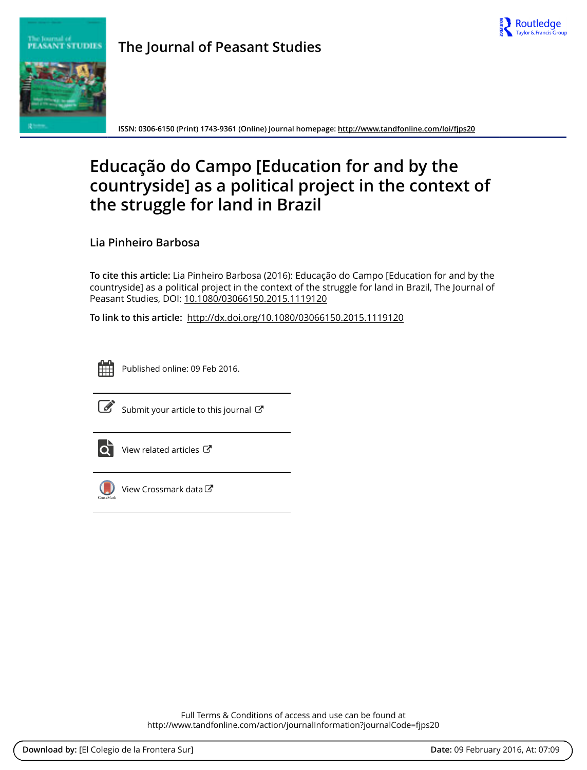The Journal of Peasant Studies

ISSN: 0306-6150 (Print) 1743-9361 (Online) Journal homepage: http://www.tandfonline.com/loi/fjps20

# Educação do Campo [Education for and by the countryside] as a political project in the context of the struggle for land in Brazil

**Lia Pinheiro Barbosa**

**To cite this article:** Lia Pinheiro Barbosa (2016): Educação do Campo [Education for and by the countryside] as a political project in the context of the struggle for land in Brazil, The Journal of Peasant Studies, DOI: 10.1080/03066150.2015.1119120

**To link to this article:** http://dx.doi.org/10.1080/03066150.2015.1119120

Published online: 09 Feb 2016.

Submit your article to this journal

View related articles

View Crossmark data

Full Terms & Conditions of access and use can be found at
http://www.tandfonline.com/action/journalInformation?journalCode=fjps20

**Download by:** [El Colegio de la Frontera Sur] **Date:** 09 February 2016, At: 07:09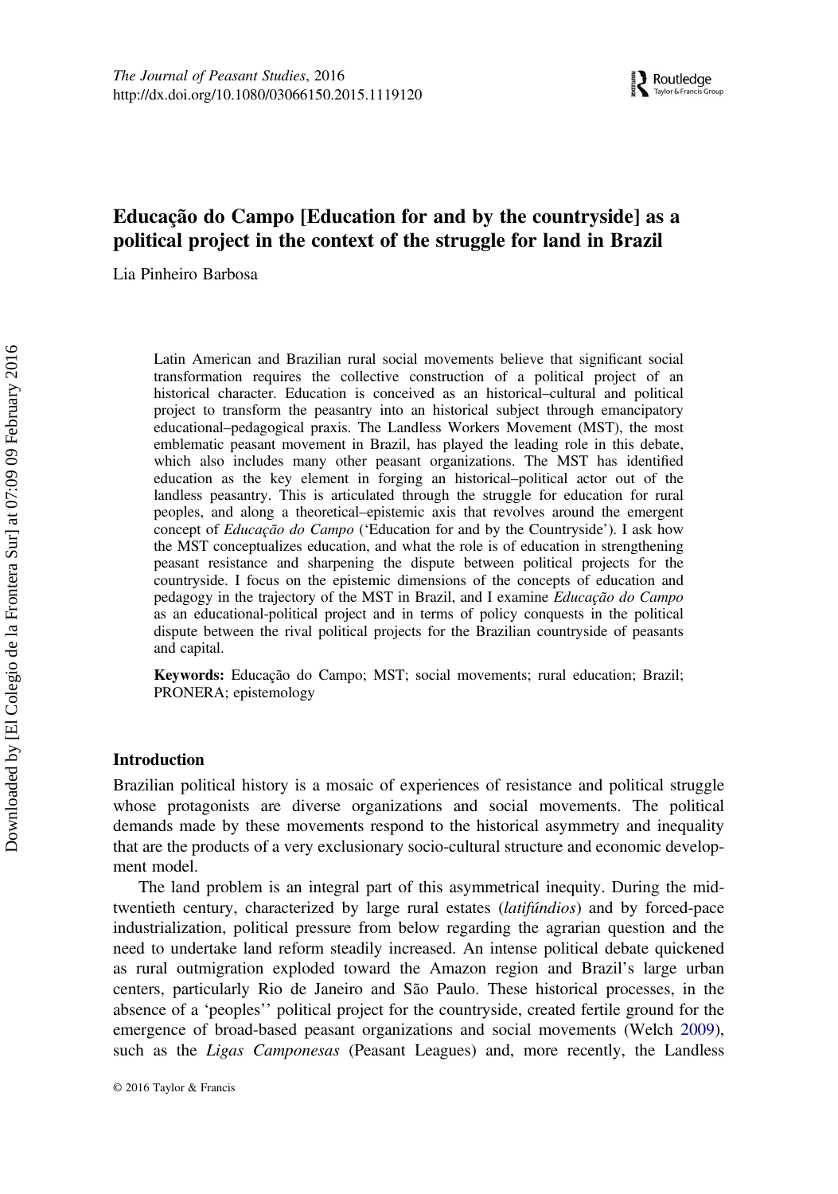# Educação do Campo [Education for and by the countryside] as a political project in the context of the struggle for land in Brazil

Lia Pinheiro Barbosa

Latin American and Brazilian rural social movements believe that significant social transformation requires the collective construction of a political project of an historical character. Education is conceived as an historical–cultural and political project to transform the peasantry into an historical subject through emancipatory educational–pedagogical praxis. The Landless Workers Movement (MST), the most emblematic peasant movement in Brazil, has played the leading role in this debate, which also includes many other peasant organizations. The MST has identified education as the key element in forging an historical–political actor out of the landless peasantry. This is articulated through the struggle for education for rural peoples, and along a theoretical–epistemic axis that revolves around the emergent concept of *Educação do Campo* ('Education for and by the Countryside'). I ask how the MST conceptualizes education, and what the role is of education in strengthening peasant resistance and sharpening the dispute between political projects for the countryside. I focus on the epistemic dimensions of the concepts of education and pedagogy in the trajectory of the MST in Brazil, and I examine *Educação do Campo* as an educational-political project and in terms of policy conquests in the political dispute between the rival political projects for the Brazilian countryside of peasants and capital.

**Keywords:** Educação do Campo; MST; social movements; rural education; Brazil; PRONERA; epistemology

## Introduction

Brazilian political history is a mosaic of experiences of resistance and political struggle whose protagonists are diverse organizations and social movements. The political demands made by these movements respond to the historical asymmetry and inequality that are the products of a very exclusionary socio-cultural structure and economic development model.

The land problem is an integral part of this asymmetrical inequity. During the mid-twentieth century, characterized by large rural estates (*latifúndios*) and by forced-pace industrialization, political pressure from below regarding the agrarian question and the need to undertake land reform steadily increased. An intense political debate quickened as rural outmigration exploded toward the Amazon region and Brazil's large urban centers, particularly Rio de Janeiro and São Paulo. These historical processes, in the absence of a 'peoples'' political project for the countryside, created fertile ground for the emergence of broad-based peasant organizations and social movements (Welch 2009), such as the *Ligas Camponesas* (Peasant Leagues) and, more recently, the Landless

© 2016 Taylor & Francis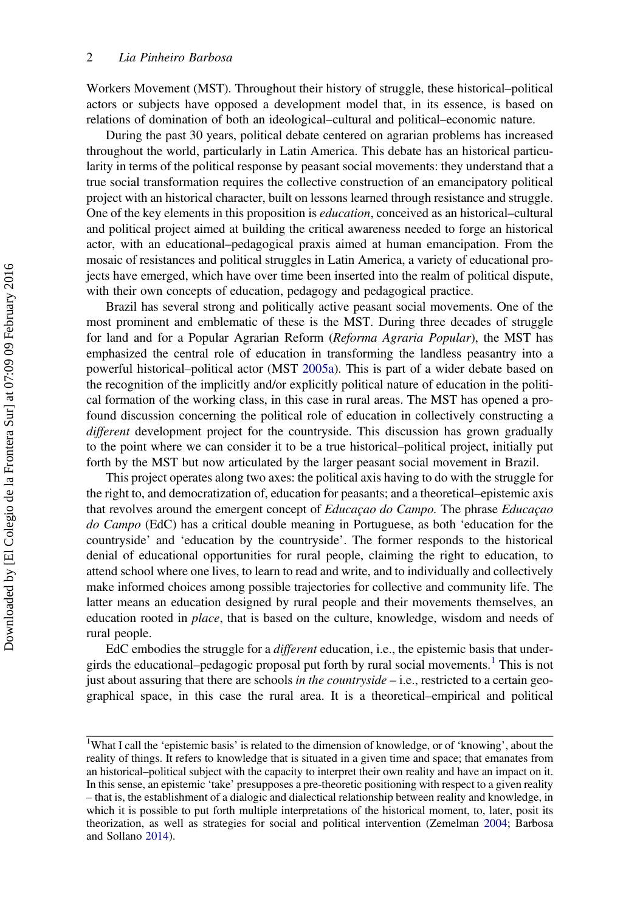Workers Movement (MST). Throughout their history of struggle, these historical–political actors or subjects have opposed a development model that, in its essence, is based on relations of domination of both an ideological–cultural and political–economic nature.

During the past 30 years, political debate centered on agrarian problems has increased throughout the world, particularly in Latin America. This debate has an historical particularity in terms of the political response by peasant social movements: they understand that a true social transformation requires the collective construction of an emancipatory political project with an historical character, built on lessons learned through resistance and struggle. One of the key elements in this proposition is *education*, conceived as an historical–cultural and political project aimed at building the critical awareness needed to forge an historical actor, with an educational–pedagogical praxis aimed at human emancipation. From the mosaic of resistances and political struggles in Latin America, a variety of educational projects have emerged, which have over time been inserted into the realm of political dispute, with their own concepts of education, pedagogy and pedagogical practice.

Brazil has several strong and politically active peasant social movements. One of the most prominent and emblematic of these is the MST. During three decades of struggle for land and for a Popular Agrarian Reform (*Reforma Agraria Popular*), the MST has emphasized the central role of education in transforming the landless peasantry into a powerful historical–political actor (MST 2005a). This is part of a wider debate based on the recognition of the implicitly and/or explicitly political nature of education in the political formation of the working class, in this case in rural areas. The MST has opened a profound discussion concerning the political role of education in collectively constructing a *different* development project for the countryside. This discussion has grown gradually to the point where we can consider it to be a true historical–political project, initially put forth by the MST but now articulated by the larger peasant social movement in Brazil.

This project operates along two axes: the political axis having to do with the struggle for the right to, and democratization of, education for peasants; and a theoretical–epistemic axis that revolves around the emergent concept of *Educaçao do Campo*. The phrase *Educaçao do Campo* (EdC) has a critical double meaning in Portuguese, as both 'education for the countryside' and 'education by the countryside'. The former responds to the historical denial of educational opportunities for rural people, claiming the right to education, to attend school where one lives, to learn to read and write, and to individually and collectively make informed choices among possible trajectories for collective and community life. The latter means an education designed by rural people and their movements themselves, an education rooted in *place*, that is based on the culture, knowledge, wisdom and needs of rural people.

EdC embodies the struggle for a *different* education, i.e., the epistemic basis that undergirds the educational–pedagogic proposal put forth by rural social movements.[1] This is not just about assuring that there are schools *in the countryside* – i.e., restricted to a certain geographical space, in this case the rural area. It is a theoretical–empirical and political

[1]What I call the 'epistemic basis' is related to the dimension of knowledge, or of 'knowing', about the reality of things. It refers to knowledge that is situated in a given time and space; that emanates from an historical–political subject with the capacity to interpret their own reality and have an impact on it. In this sense, an epistemic 'take' presupposes a pre-theoretic positioning with respect to a given reality – that is, the establishment of a dialogic and dialectical relationship between reality and knowledge, in which it is possible to put forth multiple interpretations of the historical moment, to, later, posit its theorization, as well as strategies for social and political intervention (Zemelman 2004; Barbosa and Sollano 2014).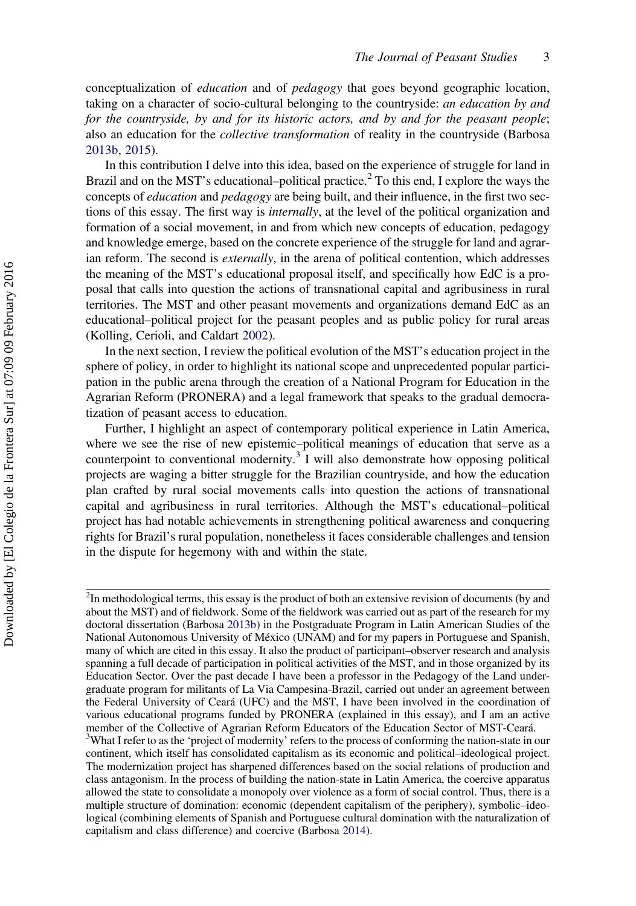conceptualization of *education* and of *pedagogy* that goes beyond geographic location, taking on a character of socio-cultural belonging to the countryside: *an education by and for the countryside, by and for its historic actors, and by and for the peasant people*; also an education for the *collective transformation* of reality in the countryside (Barbosa 2013b, 2015).

In this contribution I delve into this idea, based on the experience of struggle for land in Brazil and on the MST's educational–political practice.[2] To this end, I explore the ways the concepts of *education* and *pedagogy* are being built, and their influence, in the first two sections of this essay. The first way is *internally*, at the level of the political organization and formation of a social movement, in and from which new concepts of education, pedagogy and knowledge emerge, based on the concrete experience of the struggle for land and agrarian reform. The second is *externally*, in the arena of political contention, which addresses the meaning of the MST's educational proposal itself, and specifically how EdC is a proposal that calls into question the actions of transnational capital and agribusiness in rural territories. The MST and other peasant movements and organizations demand EdC as an educational–political project for the peasant peoples and as public policy for rural areas (Kolling, Cerioli, and Caldart 2002).

In the next section, I review the political evolution of the MST's education project in the sphere of policy, in order to highlight its national scope and unprecedented popular participation in the public arena through the creation of a National Program for Education in the Agrarian Reform (PRONERA) and a legal framework that speaks to the gradual democratization of peasant access to education.

Further, I highlight an aspect of contemporary political experience in Latin America, where we see the rise of new epistemic–political meanings of education that serve as a counterpoint to conventional modernity.[3] I will also demonstrate how opposing political projects are waging a bitter struggle for the Brazilian countryside, and how the education plan crafted by rural social movements calls into question the actions of transnational capital and agribusiness in rural territories. Although the MST's educational–political project has had notable achievements in strengthening political awareness and conquering rights for Brazil's rural population, nonetheless it faces considerable challenges and tension in the dispute for hegemony with and within the state.

---

[2]In methodological terms, this essay is the product of both an extensive revision of documents (by and about the MST) and of fieldwork. Some of the fieldwork was carried out as part of the research for my doctoral dissertation (Barbosa 2013b) in the Postgraduate Program in Latin American Studies of the National Autonomous University of México (UNAM) and for my papers in Portuguese and Spanish, many of which are cited in this essay. It also the product of participant–observer research and analysis spanning a full decade of participation in political activities of the MST, and in those organized by its Education Sector. Over the past decade I have been a professor in the Pedagogy of the Land undergraduate program for militants of La Via Campesina-Brazil, carried out under an agreement between the Federal University of Ceará (UFC) and the MST, I have been involved in the coordination of various educational programs funded by PRONERA (explained in this essay), and I am an active member of the Collective of Agrarian Reform Educators of the Education Sector of MST-Ceará.

[3]What I refer to as the 'project of modernity' refers to the process of conforming the nation-state in our continent, which itself has consolidated capitalism as its economic and political–ideological project. The modernization project has sharpened differences based on the social relations of production and class antagonism. In the process of building the nation-state in Latin America, the coercive apparatus allowed the state to consolidate a monopoly over violence as a form of social control. Thus, there is a multiple structure of domination: economic (dependent capitalism of the periphery), symbolic–ideological (combining elements of Spanish and Portuguese cultural domination with the naturalization of capitalism and class difference) and coercive (Barbosa 2014).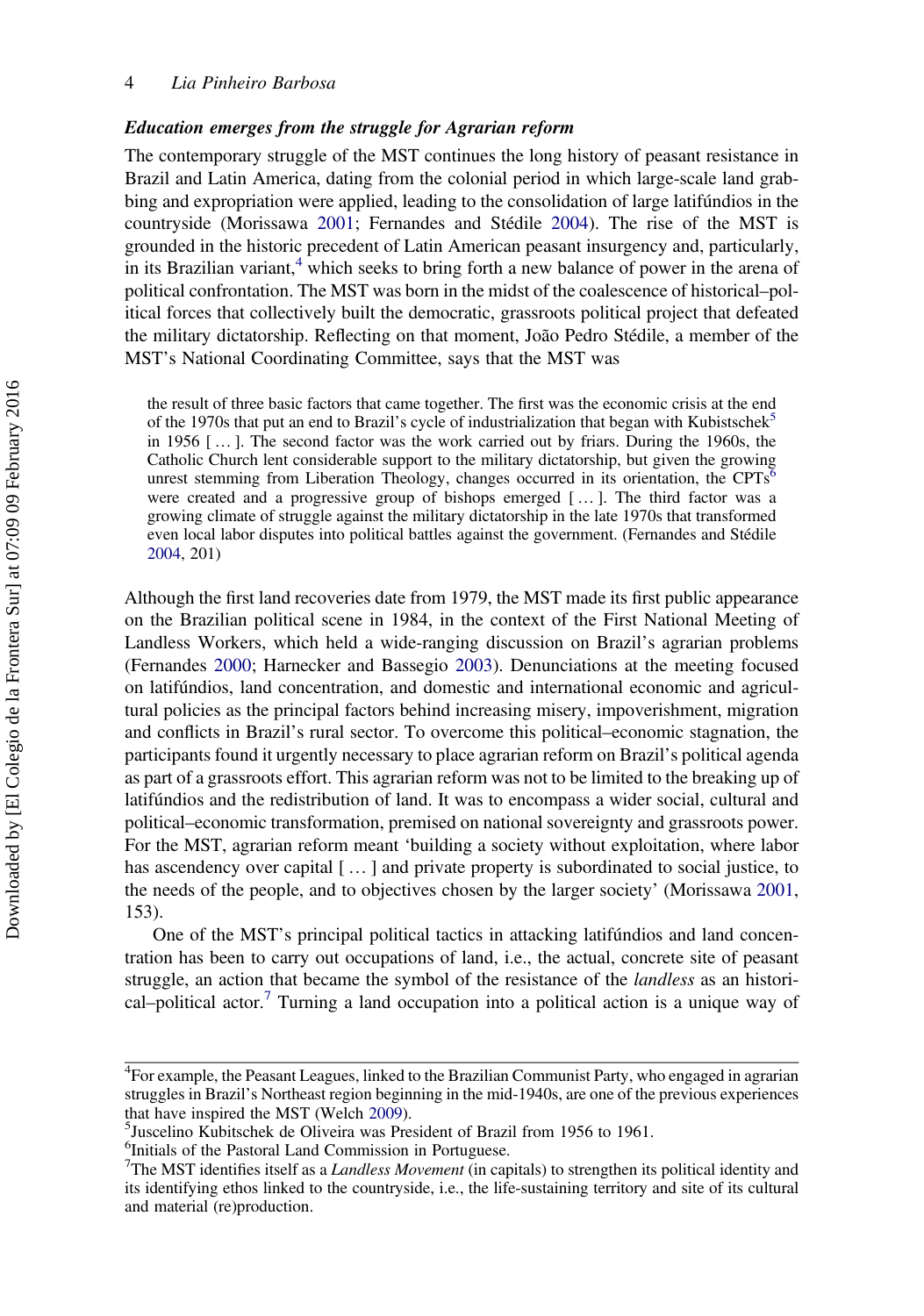### *Education emerges from the struggle for Agrarian reform*

The contemporary struggle of the MST continues the long history of peasant resistance in Brazil and Latin America, dating from the colonial period in which large-scale land grabbing and expropriation were applied, leading to the consolidation of large latifúndios in the countryside (Morissawa 2001; Fernandes and Stédile 2004). The rise of the MST is grounded in the historic precedent of Latin American peasant insurgency and, particularly, in its Brazilian variant,[4] which seeks to bring forth a new balance of power in the arena of political confrontation. The MST was born in the midst of the coalescence of historical–political forces that collectively built the democratic, grassroots political project that defeated the military dictatorship. Reflecting on that moment, João Pedro Stédile, a member of the MST's National Coordinating Committee, says that the MST was

> the result of three basic factors that came together. The first was the economic crisis at the end of the 1970s that put an end to Brazil's cycle of industrialization that began with Kubistschek[5] in 1956 [ … ]. The second factor was the work carried out by friars. During the 1960s, the Catholic Church lent considerable support to the military dictatorship, but given the growing unrest stemming from Liberation Theology, changes occurred in its orientation, the CPTs[6] were created and a progressive group of bishops emerged [ … ]. The third factor was a growing climate of struggle against the military dictatorship in the late 1970s that transformed even local labor disputes into political battles against the government. (Fernandes and Stédile 2004, 201)

Although the first land recoveries date from 1979, the MST made its first public appearance on the Brazilian political scene in 1984, in the context of the First National Meeting of Landless Workers, which held a wide-ranging discussion on Brazil's agrarian problems (Fernandes 2000; Harnecker and Bassegio 2003). Denunciations at the meeting focused on latifúndios, land concentration, and domestic and international economic and agricultural policies as the principal factors behind increasing misery, impoverishment, migration and conflicts in Brazil's rural sector. To overcome this political–economic stagnation, the participants found it urgently necessary to place agrarian reform on Brazil's political agenda as part of a grassroots effort. This agrarian reform was not to be limited to the breaking up of latifúndios and the redistribution of land. It was to encompass a wider social, cultural and political–economic transformation, premised on national sovereignty and grassroots power. For the MST, agrarian reform meant 'building a society without exploitation, where labor has ascendency over capital [ … ] and private property is subordinated to social justice, to the needs of the people, and to objectives chosen by the larger society' (Morissawa 2001, 153).

One of the MST's principal political tactics in attacking latifúndios and land concentration has been to carry out occupations of land, i.e., the actual, concrete site of peasant struggle, an action that became the symbol of the resistance of the *landless* as an historical–political actor.[7] Turning a land occupation into a political action is a unique way of

---

[4]For example, the Peasant Leagues, linked to the Brazilian Communist Party, who engaged in agrarian struggles in Brazil's Northeast region beginning in the mid-1940s, are one of the previous experiences that have inspired the MST (Welch 2009).

[5]Juscelino Kubitschek de Oliveira was President of Brazil from 1956 to 1961.

[6]Initials of the Pastoral Land Commission in Portuguese.

[7]The MST identifies itself as a *Landless Movement* (in capitals) to strengthen its political identity and its identifying ethos linked to the countryside, i.e., the life-sustaining territory and site of its cultural and material (re)production.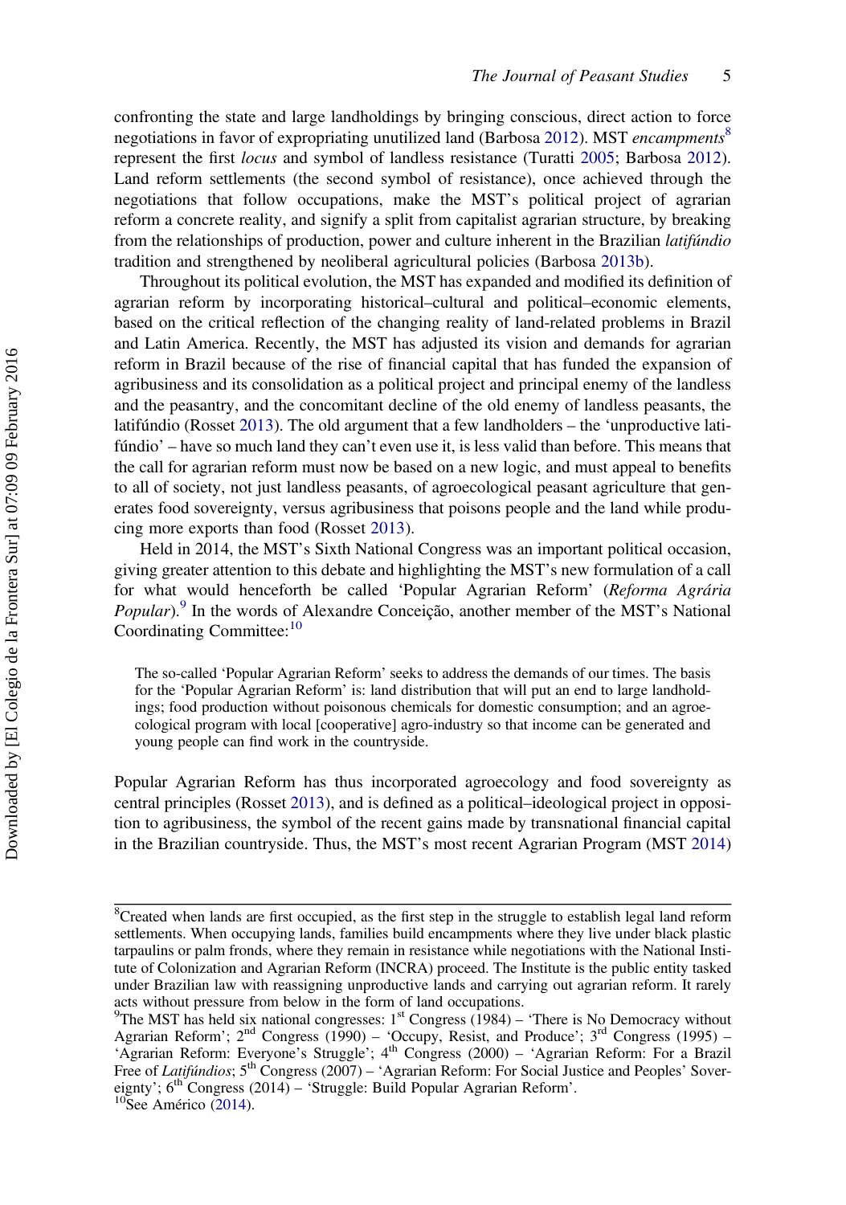confronting the state and large landholdings by bringing conscious, direct action to force negotiations in favor of expropriating unutilized land (Barbosa 2012). MST *encampments*[8] represent the first *locus* and symbol of landless resistance (Turatti 2005; Barbosa 2012). Land reform settlements (the second symbol of resistance), once achieved through the negotiations that follow occupations, make the MST's political project of agrarian reform a concrete reality, and signify a split from capitalist agrarian structure, by breaking from the relationships of production, power and culture inherent in the Brazilian *latifúndio* tradition and strengthened by neoliberal agricultural policies (Barbosa 2013b).

Throughout its political evolution, the MST has expanded and modified its definition of agrarian reform by incorporating historical–cultural and political–economic elements, based on the critical reflection of the changing reality of land-related problems in Brazil and Latin America. Recently, the MST has adjusted its vision and demands for agrarian reform in Brazil because of the rise of financial capital that has funded the expansion of agribusiness and its consolidation as a political project and principal enemy of the landless and the peasantry, and the concomitant decline of the old enemy of landless peasants, the latifúndio (Rosset 2013). The old argument that a few landholders – the 'unproductive latifúndio' – have so much land they can't even use it, is less valid than before. This means that the call for agrarian reform must now be based on a new logic, and must appeal to benefits to all of society, not just landless peasants, of agroecological peasant agriculture that generates food sovereignty, versus agribusiness that poisons people and the land while producing more exports than food (Rosset 2013).

Held in 2014, the MST's Sixth National Congress was an important political occasion, giving greater attention to this debate and highlighting the MST's new formulation of a call for what would henceforth be called 'Popular Agrarian Reform' (*Reforma Agrária Popular*).[9] In the words of Alexandre Conceição, another member of the MST's National Coordinating Committee:[10]

> The so-called 'Popular Agrarian Reform' seeks to address the demands of our times. The basis for the 'Popular Agrarian Reform' is: land distribution that will put an end to large landholdings; food production without poisonous chemicals for domestic consumption; and an agroecological program with local [cooperative] agro-industry so that income can be generated and young people can find work in the countryside.

Popular Agrarian Reform has thus incorporated agroecology and food sovereignty as central principles (Rosset 2013), and is defined as a political–ideological project in opposition to agribusiness, the symbol of the recent gains made by transnational financial capital in the Brazilian countryside. Thus, the MST's most recent Agrarian Program (MST 2014)

---

[8]Created when lands are first occupied, as the first step in the struggle to establish legal land reform settlements. When occupying lands, families build encampments where they live under black plastic tarpaulins or palm fronds, where they remain in resistance while negotiations with the National Institute of Colonization and Agrarian Reform (INCRA) proceed. The Institute is the public entity tasked under Brazilian law with reassigning unproductive lands and carrying out agrarian reform. It rarely acts without pressure from below in the form of land occupations.

[9]The MST has held six national congresses: 1st Congress (1984) – 'There is No Democracy without Agrarian Reform'; 2nd Congress (1990) – 'Occupy, Resist, and Produce'; 3rd Congress (1995) – 'Agrarian Reform: Everyone's Struggle'; 4th Congress (2000) – 'Agrarian Reform: For a Brazil Free of *Latifúndios*; 5th Congress (2007) – 'Agrarian Reform: For Social Justice and Peoples' Sovereignty'; 6th Congress (2014) – 'Struggle: Build Popular Agrarian Reform'.

[10]See Américo (2014).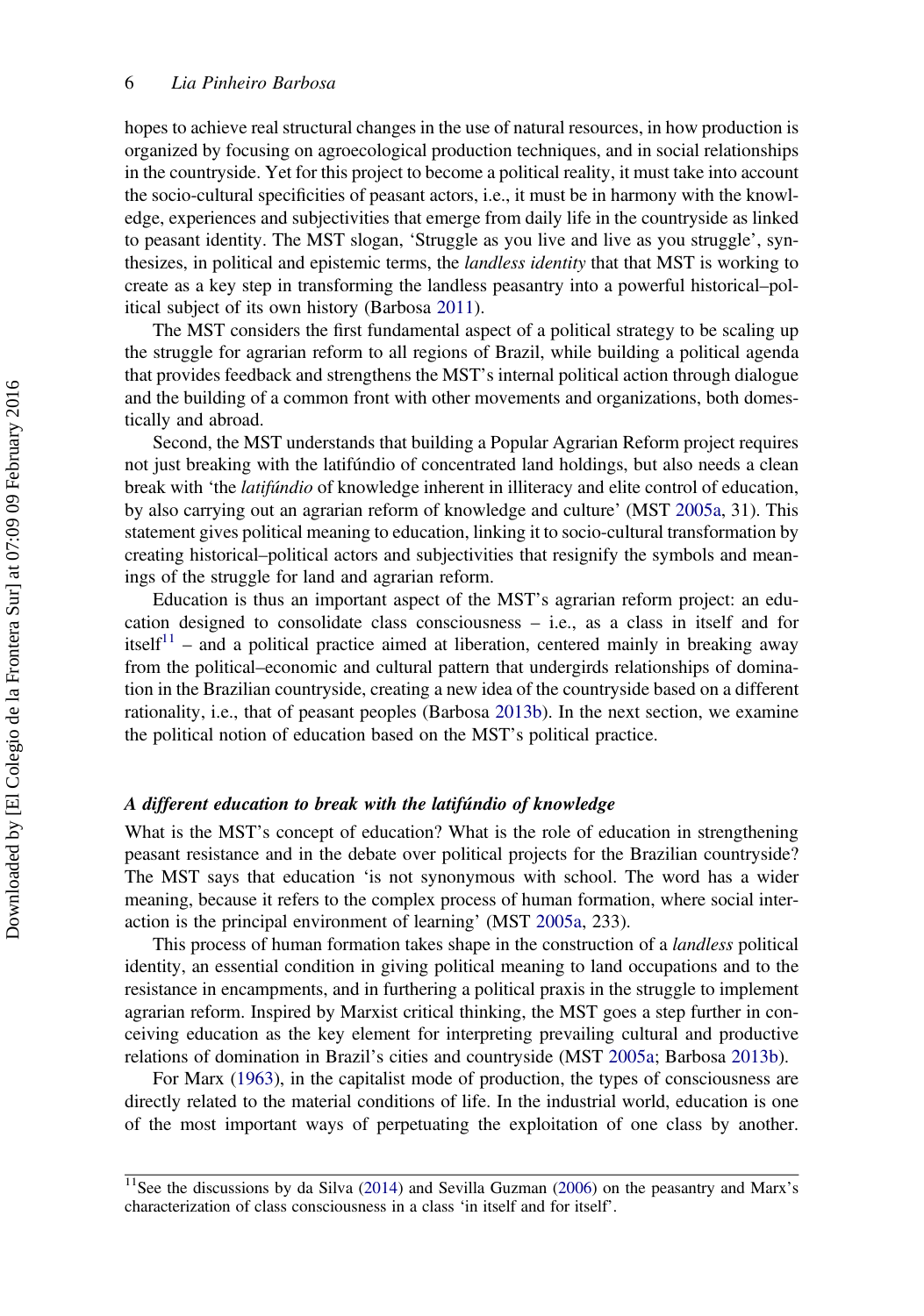hopes to achieve real structural changes in the use of natural resources, in how production is organized by focusing on agroecological production techniques, and in social relationships in the countryside. Yet for this project to become a political reality, it must take into account the socio-cultural specificities of peasant actors, i.e., it must be in harmony with the knowledge, experiences and subjectivities that emerge from daily life in the countryside as linked to peasant identity. The MST slogan, 'Struggle as you live and live as you struggle', synthesizes, in political and epistemic terms, the *landless identity* that that MST is working to create as a key step in transforming the landless peasantry into a powerful historical–political subject of its own history (Barbosa 2011).

The MST considers the first fundamental aspect of a political strategy to be scaling up the struggle for agrarian reform to all regions of Brazil, while building a political agenda that provides feedback and strengthens the MST's internal political action through dialogue and the building of a common front with other movements and organizations, both domestically and abroad.

Second, the MST understands that building a Popular Agrarian Reform project requires not just breaking with the latifúndio of concentrated land holdings, but also needs a clean break with 'the *latifúndio* of knowledge inherent in illiteracy and elite control of education, by also carrying out an agrarian reform of knowledge and culture' (MST 2005a, 31). This statement gives political meaning to education, linking it to socio-cultural transformation by creating historical–political actors and subjectivities that resignify the symbols and meanings of the struggle for land and agrarian reform.

Education is thus an important aspect of the MST's agrarian reform project: an education designed to consolidate class consciousness – i.e., as a class in itself and for itself[11] – and a political practice aimed at liberation, centered mainly in breaking away from the political–economic and cultural pattern that undergirds relationships of domination in the Brazilian countryside, creating a new idea of the countryside based on a different rationality, i.e., that of peasant peoples (Barbosa 2013b). In the next section, we examine the political notion of education based on the MST's political practice.

### *A different education to break with the latifúndio of knowledge*

What is the MST's concept of education? What is the role of education in strengthening peasant resistance and in the debate over political projects for the Brazilian countryside? The MST says that education 'is not synonymous with school. The word has a wider meaning, because it refers to the complex process of human formation, where social interaction is the principal environment of learning' (MST 2005a, 233).

This process of human formation takes shape in the construction of a *landless* political identity, an essential condition in giving political meaning to land occupations and to the resistance in encampments, and in furthering a political praxis in the struggle to implement agrarian reform. Inspired by Marxist critical thinking, the MST goes a step further in conceiving education as the key element for interpreting prevailing cultural and productive relations of domination in Brazil's cities and countryside (MST 2005a; Barbosa 2013b).

For Marx (1963), in the capitalist mode of production, the types of consciousness are directly related to the material conditions of life. In the industrial world, education is one of the most important ways of perpetuating the exploitation of one class by another.

[11]See the discussions by da Silva (2014) and Sevilla Guzman (2006) on the peasantry and Marx's characterization of class consciousness in a class 'in itself and for itself'.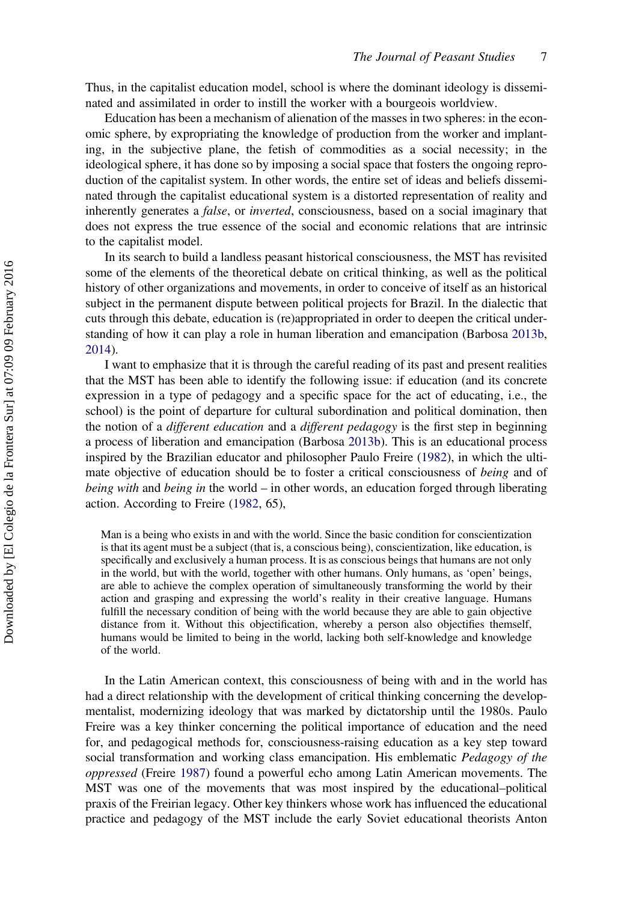Thus, in the capitalist education model, school is where the dominant ideology is disseminated and assimilated in order to instill the worker with a bourgeois worldview.

Education has been a mechanism of alienation of the masses in two spheres: in the economic sphere, by expropriating the knowledge of production from the worker and implanting, in the subjective plane, the fetish of commodities as a social necessity; in the ideological sphere, it has done so by imposing a social space that fosters the ongoing reproduction of the capitalist system. In other words, the entire set of ideas and beliefs disseminated through the capitalist educational system is a distorted representation of reality and inherently generates a *false*, or *inverted*, consciousness, based on a social imaginary that does not express the true essence of the social and economic relations that are intrinsic to the capitalist model.

In its search to build a landless peasant historical consciousness, the MST has revisited some of the elements of the theoretical debate on critical thinking, as well as the political history of other organizations and movements, in order to conceive of itself as an historical subject in the permanent dispute between political projects for Brazil. In the dialectic that cuts through this debate, education is (re)appropriated in order to deepen the critical understanding of how it can play a role in human liberation and emancipation (Barbosa 2013b, 2014).

I want to emphasize that it is through the careful reading of its past and present realities that the MST has been able to identify the following issue: if education (and its concrete expression in a type of pedagogy and a specific space for the act of educating, i.e., the school) is the point of departure for cultural subordination and political domination, then the notion of a *different education* and a *different pedagogy* is the first step in beginning a process of liberation and emancipation (Barbosa 2013b). This is an educational process inspired by the Brazilian educator and philosopher Paulo Freire (1982), in which the ultimate objective of education should be to foster a critical consciousness of *being* and of *being with* and *being in* the world – in other words, an education forged through liberating action. According to Freire (1982, 65),

> Man is a being who exists in and with the world. Since the basic condition for conscientization is that its agent must be a subject (that is, a conscious being), conscientization, like education, is specifically and exclusively a human process. It is as conscious beings that humans are not only in the world, but with the world, together with other humans. Only humans, as 'open' beings, are able to achieve the complex operation of simultaneously transforming the world by their action and grasping and expressing the world's reality in their creative language. Humans fulfill the necessary condition of being with the world because they are able to gain objective distance from it. Without this objectification, whereby a person also objectifies themself, humans would be limited to being in the world, lacking both self-knowledge and knowledge of the world.

In the Latin American context, this consciousness of being with and in the world has had a direct relationship with the development of critical thinking concerning the developmentalist, modernizing ideology that was marked by dictatorship until the 1980s. Paulo Freire was a key thinker concerning the political importance of education and the need for, and pedagogical methods for, consciousness-raising education as a key step toward social transformation and working class emancipation. His emblematic *Pedagogy of the oppressed* (Freire 1987) found a powerful echo among Latin American movements. The MST was one of the movements that was most inspired by the educational–political praxis of the Freirian legacy. Other key thinkers whose work has influenced the educational practice and pedagogy of the MST include the early Soviet educational theorists Anton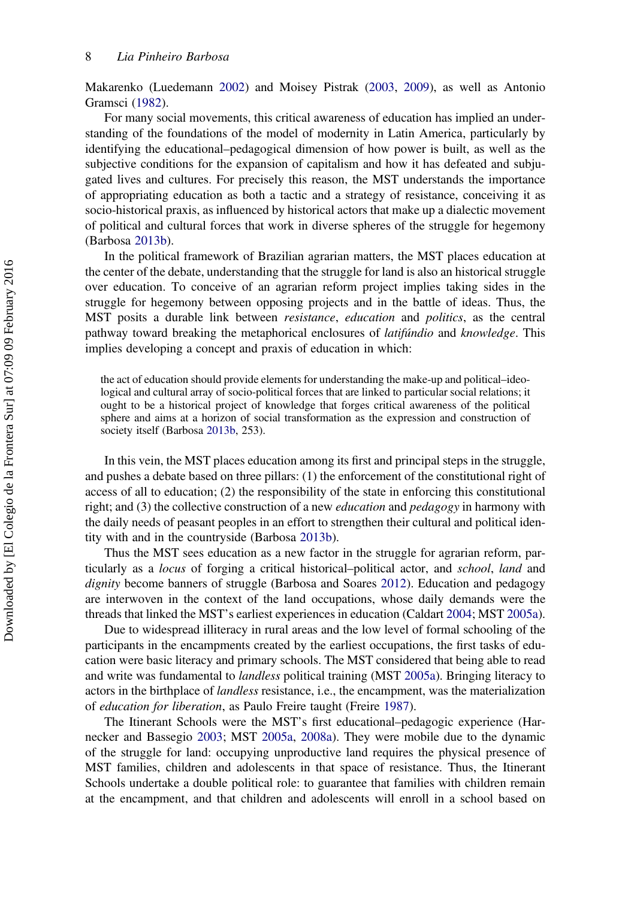Makarenko (Luedemann 2002) and Moisey Pistrak (2003, 2009), as well as Antonio Gramsci (1982).

For many social movements, this critical awareness of education has implied an understanding of the foundations of the model of modernity in Latin America, particularly by identifying the educational–pedagogical dimension of how power is built, as well as the subjective conditions for the expansion of capitalism and how it has defeated and subjugated lives and cultures. For precisely this reason, the MST understands the importance of appropriating education as both a tactic and a strategy of resistance, conceiving it as socio-historical praxis, as influenced by historical actors that make up a dialectic movement of political and cultural forces that work in diverse spheres of the struggle for hegemony (Barbosa 2013b).

In the political framework of Brazilian agrarian matters, the MST places education at the center of the debate, understanding that the struggle for land is also an historical struggle over education. To conceive of an agrarian reform project implies taking sides in the struggle for hegemony between opposing projects and in the battle of ideas. Thus, the MST posits a durable link between *resistance*, *education* and *politics*, as the central pathway toward breaking the metaphorical enclosures of *latifúndio* and *knowledge*. This implies developing a concept and praxis of education in which:

> the act of education should provide elements for understanding the make-up and political–ideological and cultural array of socio-political forces that are linked to particular social relations; it ought to be a historical project of knowledge that forges critical awareness of the political sphere and aims at a horizon of social transformation as the expression and construction of society itself (Barbosa 2013b, 253).

In this vein, the MST places education among its first and principal steps in the struggle, and pushes a debate based on three pillars: (1) the enforcement of the constitutional right of access of all to education; (2) the responsibility of the state in enforcing this constitutional right; and (3) the collective construction of a new *education* and *pedagogy* in harmony with the daily needs of peasant peoples in an effort to strengthen their cultural and political identity with and in the countryside (Barbosa 2013b).

Thus the MST sees education as a new factor in the struggle for agrarian reform, particularly as a *locus* of forging a critical historical–political actor, and *school*, *land* and *dignity* become banners of struggle (Barbosa and Soares 2012). Education and pedagogy are interwoven in the context of the land occupations, whose daily demands were the threads that linked the MST's earliest experiences in education (Caldart 2004; MST 2005a).

Due to widespread illiteracy in rural areas and the low level of formal schooling of the participants in the encampments created by the earliest occupations, the first tasks of education were basic literacy and primary schools. The MST considered that being able to read and write was fundamental to *landless* political training (MST 2005a). Bringing literacy to actors in the birthplace of *landless* resistance, i.e., the encampment, was the materialization of *education for liberation*, as Paulo Freire taught (Freire 1987).

The Itinerant Schools were the MST's first educational–pedagogic experience (Harnecker and Bassegio 2003; MST 2005a, 2008a). They were mobile due to the dynamic of the struggle for land: occupying unproductive land requires the physical presence of MST families, children and adolescents in that space of resistance. Thus, the Itinerant Schools undertake a double political role: to guarantee that families with children remain at the encampment, and that children and adolescents will enroll in a school based on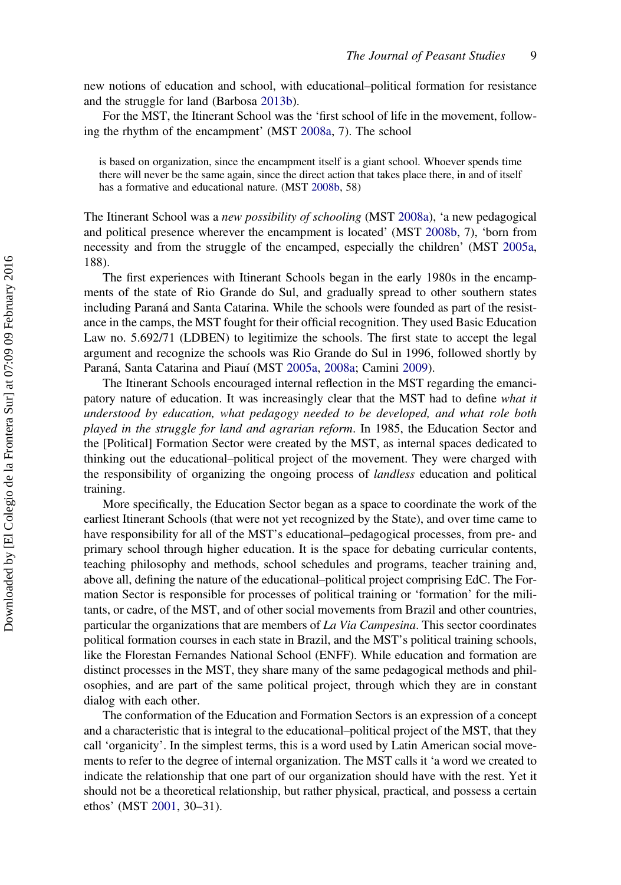new notions of education and school, with educational–political formation for resistance and the struggle for land (Barbosa 2013b).

For the MST, the Itinerant School was the 'first school of life in the movement, following the rhythm of the encampment' (MST 2008a, 7). The school

> is based on organization, since the encampment itself is a giant school. Whoever spends time there will never be the same again, since the direct action that takes place there, in and of itself has a formative and educational nature. (MST 2008b, 58)

The Itinerant School was a *new possibility of schooling* (MST 2008a), 'a new pedagogical and political presence wherever the encampment is located' (MST 2008b, 7), 'born from necessity and from the struggle of the encamped, especially the children' (MST 2005a, 188).

The first experiences with Itinerant Schools began in the early 1980s in the encampments of the state of Rio Grande do Sul, and gradually spread to other southern states including Paraná and Santa Catarina. While the schools were founded as part of the resistance in the camps, the MST fought for their official recognition. They used Basic Education Law no. 5.692/71 (LDBEN) to legitimize the schools. The first state to accept the legal argument and recognize the schools was Rio Grande do Sul in 1996, followed shortly by Paraná, Santa Catarina and Piauí (MST 2005a, 2008a; Camini 2009).

The Itinerant Schools encouraged internal reflection in the MST regarding the emancipatory nature of education. It was increasingly clear that the MST had to define *what it understood by education, what pedagogy needed to be developed, and what role both played in the struggle for land and agrarian reform*. In 1985, the Education Sector and the [Political] Formation Sector were created by the MST, as internal spaces dedicated to thinking out the educational–political project of the movement. They were charged with the responsibility of organizing the ongoing process of *landless* education and political training.

More specifically, the Education Sector began as a space to coordinate the work of the earliest Itinerant Schools (that were not yet recognized by the State), and over time came to have responsibility for all of the MST's educational–pedagogical processes, from pre- and primary school through higher education. It is the space for debating curricular contents, teaching philosophy and methods, school schedules and programs, teacher training and, above all, defining the nature of the educational–political project comprising EdC. The Formation Sector is responsible for processes of political training or 'formation' for the militants, or cadre, of the MST, and of other social movements from Brazil and other countries, particular the organizations that are members of *La Via Campesina*. This sector coordinates political formation courses in each state in Brazil, and the MST's political training schools, like the Florestan Fernandes National School (ENFF). While education and formation are distinct processes in the MST, they share many of the same pedagogical methods and philosophies, and are part of the same political project, through which they are in constant dialog with each other.

The conformation of the Education and Formation Sectors is an expression of a concept and a characteristic that is integral to the educational–political project of the MST, that they call 'organicity'. In the simplest terms, this is a word used by Latin American social movements to refer to the degree of internal organization. The MST calls it 'a word we created to indicate the relationship that one part of our organization should have with the rest. Yet it should not be a theoretical relationship, but rather physical, practical, and possess a certain ethos' (MST 2001, 30–31).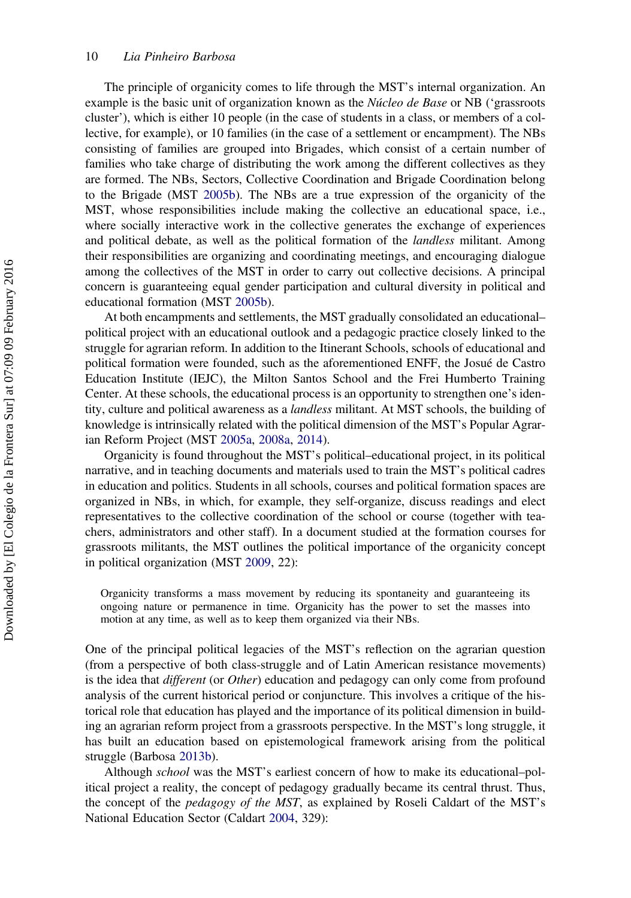The principle of organicity comes to life through the MST's internal organization. An example is the basic unit of organization known as the *Núcleo de Base* or NB ('grassroots cluster'), which is either 10 people (in the case of students in a class, or members of a collective, for example), or 10 families (in the case of a settlement or encampment). The NBs consisting of families are grouped into Brigades, which consist of a certain number of families who take charge of distributing the work among the different collectives as they are formed. The NBs, Sectors, Collective Coordination and Brigade Coordination belong to the Brigade (MST 2005b). The NBs are a true expression of the organicity of the MST, whose responsibilities include making the collective an educational space, i.e., where socially interactive work in the collective generates the exchange of experiences and political debate, as well as the political formation of the *landless* militant. Among their responsibilities are organizing and coordinating meetings, and encouraging dialogue among the collectives of the MST in order to carry out collective decisions. A principal concern is guaranteeing equal gender participation and cultural diversity in political and educational formation (MST 2005b).

At both encampments and settlements, the MST gradually consolidated an educational–political project with an educational outlook and a pedagogic practice closely linked to the struggle for agrarian reform. In addition to the Itinerant Schools, schools of educational and political formation were founded, such as the aforementioned ENFF, the Josué de Castro Education Institute (IEJC), the Milton Santos School and the Frei Humberto Training Center. At these schools, the educational process is an opportunity to strengthen one's identity, culture and political awareness as a *landless* militant. At MST schools, the building of knowledge is intrinsically related with the political dimension of the MST's Popular Agrarian Reform Project (MST 2005a, 2008a, 2014).

Organicity is found throughout the MST's political–educational project, in its political narrative, and in teaching documents and materials used to train the MST's political cadres in education and politics. Students in all schools, courses and political formation spaces are organized in NBs, in which, for example, they self-organize, discuss readings and elect representatives to the collective coordination of the school or course (together with teachers, administrators and other staff). In a document studied at the formation courses for grassroots militants, the MST outlines the political importance of the organicity concept in political organization (MST 2009, 22):

> Organicity transforms a mass movement by reducing its spontaneity and guaranteeing its ongoing nature or permanence in time. Organicity has the power to set the masses into motion at any time, as well as to keep them organized via their NBs.

One of the principal political legacies of the MST's reflection on the agrarian question (from a perspective of both class-struggle and of Latin American resistance movements) is the idea that *different* (or *Other*) education and pedagogy can only come from profound analysis of the current historical period or conjuncture. This involves a critique of the historical role that education has played and the importance of its political dimension in building an agrarian reform project from a grassroots perspective. In the MST's long struggle, it has built an education based on epistemological framework arising from the political struggle (Barbosa 2013b).

Although *school* was the MST's earliest concern of how to make its educational–political project a reality, the concept of pedagogy gradually became its central thrust. Thus, the concept of the *pedagogy of the MST*, as explained by Roseli Caldart of the MST's National Education Sector (Caldart 2004, 329):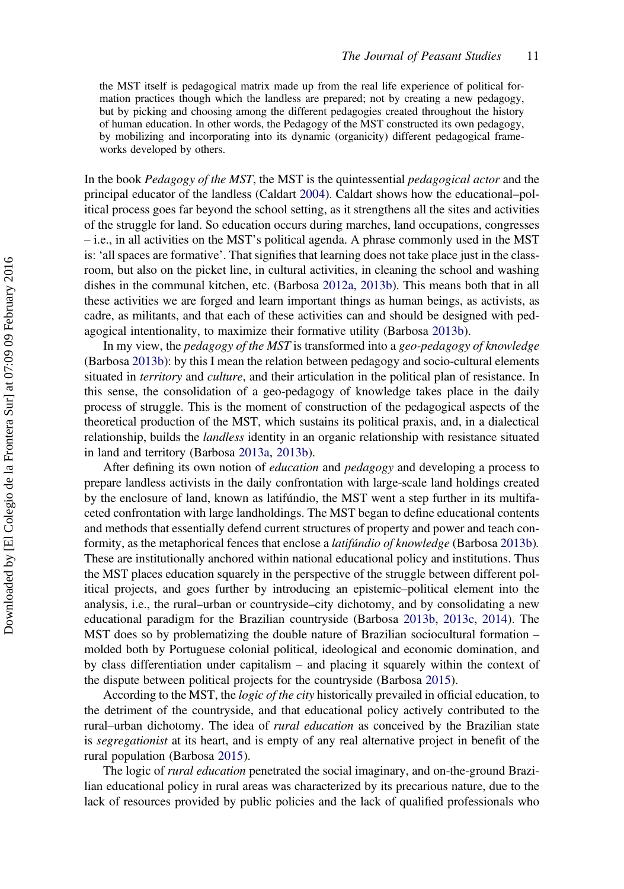> the MST itself is pedagogical matrix made up from the real life experience of political formation practices though which the landless are prepared; not by creating a new pedagogy, but by picking and choosing among the different pedagogies created throughout the history of human education. In other words, the Pedagogy of the MST constructed its own pedagogy, by mobilizing and incorporating into its dynamic (organicity) different pedagogical frameworks developed by others.

In the book *Pedagogy of the MST*, the MST is the quintessential *pedagogical actor* and the principal educator of the landless (Caldart 2004). Caldart shows how the educational–political process goes far beyond the school setting, as it strengthens all the sites and activities of the struggle for land. So education occurs during marches, land occupations, congresses – i.e., in all activities on the MST's political agenda. A phrase commonly used in the MST is: 'all spaces are formative'. That signifies that learning does not take place just in the classroom, but also on the picket line, in cultural activities, in cleaning the school and washing dishes in the communal kitchen, etc. (Barbosa 2012a, 2013b). This means both that in all these activities we are forged and learn important things as human beings, as activists, as cadre, as militants, and that each of these activities can and should be designed with pedagogical intentionality, to maximize their formative utility (Barbosa 2013b).

In my view, the *pedagogy of the MST* is transformed into a *geo-pedagogy of knowledge* (Barbosa 2013b): by this I mean the relation between pedagogy and socio-cultural elements situated in *territory* and *culture*, and their articulation in the political plan of resistance. In this sense, the consolidation of a geo-pedagogy of knowledge takes place in the daily process of struggle. This is the moment of construction of the pedagogical aspects of the theoretical production of the MST, which sustains its political praxis, and, in a dialectical relationship, builds the *landless* identity in an organic relationship with resistance situated in land and territory (Barbosa 2013a, 2013b).

After defining its own notion of *education* and *pedagogy* and developing a process to prepare landless activists in the daily confrontation with large-scale land holdings created by the enclosure of land, known as latifúndio, the MST went a step further in its multifaceted confrontation with large landholdings. The MST began to define educational contents and methods that essentially defend current structures of property and power and teach conformity, as the metaphorical fences that enclose a *latifúndio of knowledge* (Barbosa 2013b). These are institutionally anchored within national educational policy and institutions. Thus the MST places education squarely in the perspective of the struggle between different political projects, and goes further by introducing an epistemic–political element into the analysis, i.e., the rural–urban or countryside–city dichotomy, and by consolidating a new educational paradigm for the Brazilian countryside (Barbosa 2013b, 2013c, 2014). The MST does so by problematizing the double nature of Brazilian sociocultural formation – molded both by Portuguese colonial political, ideological and economic domination, and by class differentiation under capitalism – and placing it squarely within the context of the dispute between political projects for the countryside (Barbosa 2015).

According to the MST, the *logic of the city* historically prevailed in official education, to the detriment of the countryside, and that educational policy actively contributed to the rural–urban dichotomy. The idea of *rural education* as conceived by the Brazilian state is *segregationist* at its heart, and is empty of any real alternative project in benefit of the rural population (Barbosa 2015).

The logic of *rural education* penetrated the social imaginary, and on-the-ground Brazilian educational policy in rural areas was characterized by its precarious nature, due to the lack of resources provided by public policies and the lack of qualified professionals who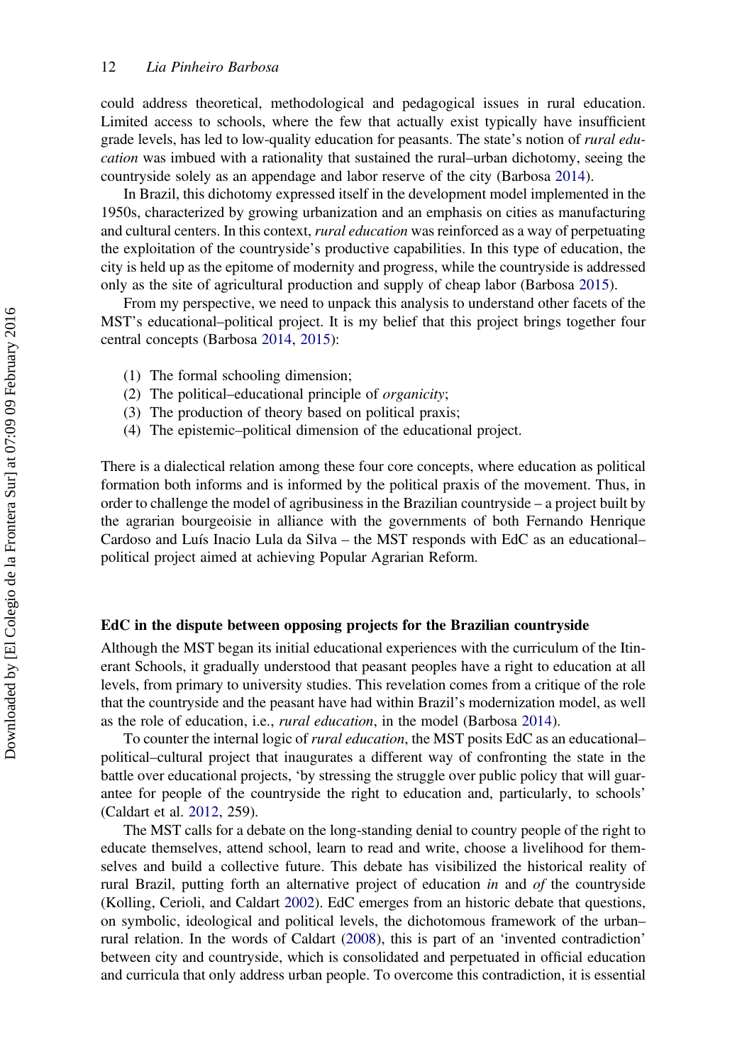could address theoretical, methodological and pedagogical issues in rural education. Limited access to schools, where the few that actually exist typically have insufficient grade levels, has led to low-quality education for peasants. The state's notion of *rural education* was imbued with a rationality that sustained the rural–urban dichotomy, seeing the countryside solely as an appendage and labor reserve of the city (Barbosa 2014).

In Brazil, this dichotomy expressed itself in the development model implemented in the 1950s, characterized by growing urbanization and an emphasis on cities as manufacturing and cultural centers. In this context, *rural education* was reinforced as a way of perpetuating the exploitation of the countryside's productive capabilities. In this type of education, the city is held up as the epitome of modernity and progress, while the countryside is addressed only as the site of agricultural production and supply of cheap labor (Barbosa 2015).

From my perspective, we need to unpack this analysis to understand other facets of the MST's educational–political project. It is my belief that this project brings together four central concepts (Barbosa 2014, 2015):

(1) The formal schooling dimension;
(2) The political–educational principle of *organicity*;
(3) The production of theory based on political praxis;
(4) The epistemic–political dimension of the educational project.

There is a dialectical relation among these four core concepts, where education as political formation both informs and is informed by the political praxis of the movement. Thus, in order to challenge the model of agribusiness in the Brazilian countryside – a project built by the agrarian bourgeoisie in alliance with the governments of both Fernando Henrique Cardoso and Luís Inacio Lula da Silva – the MST responds with EdC as an educational–political project aimed at achieving Popular Agrarian Reform.

## EdC in the dispute between opposing projects for the Brazilian countryside

Although the MST began its initial educational experiences with the curriculum of the Itinerant Schools, it gradually understood that peasant peoples have a right to education at all levels, from primary to university studies. This revelation comes from a critique of the role that the countryside and the peasant have had within Brazil's modernization model, as well as the role of education, i.e., *rural education*, in the model (Barbosa 2014).

To counter the internal logic of *rural education*, the MST posits EdC as an educational–political–cultural project that inaugurates a different way of confronting the state in the battle over educational projects, 'by stressing the struggle over public policy that will guarantee for people of the countryside the right to education and, particularly, to schools' (Caldart et al. 2012, 259).

The MST calls for a debate on the long-standing denial to country people of the right to educate themselves, attend school, learn to read and write, choose a livelihood for themselves and build a collective future. This debate has visibilized the historical reality of rural Brazil, putting forth an alternative project of education *in* and *of* the countryside (Kolling, Cerioli, and Caldart 2002). EdC emerges from an historic debate that questions, on symbolic, ideological and political levels, the dichotomous framework of the urban–rural relation. In the words of Caldart (2008), this is part of an 'invented contradiction' between city and countryside, which is consolidated and perpetuated in official education and curricula that only address urban people. To overcome this contradiction, it is essential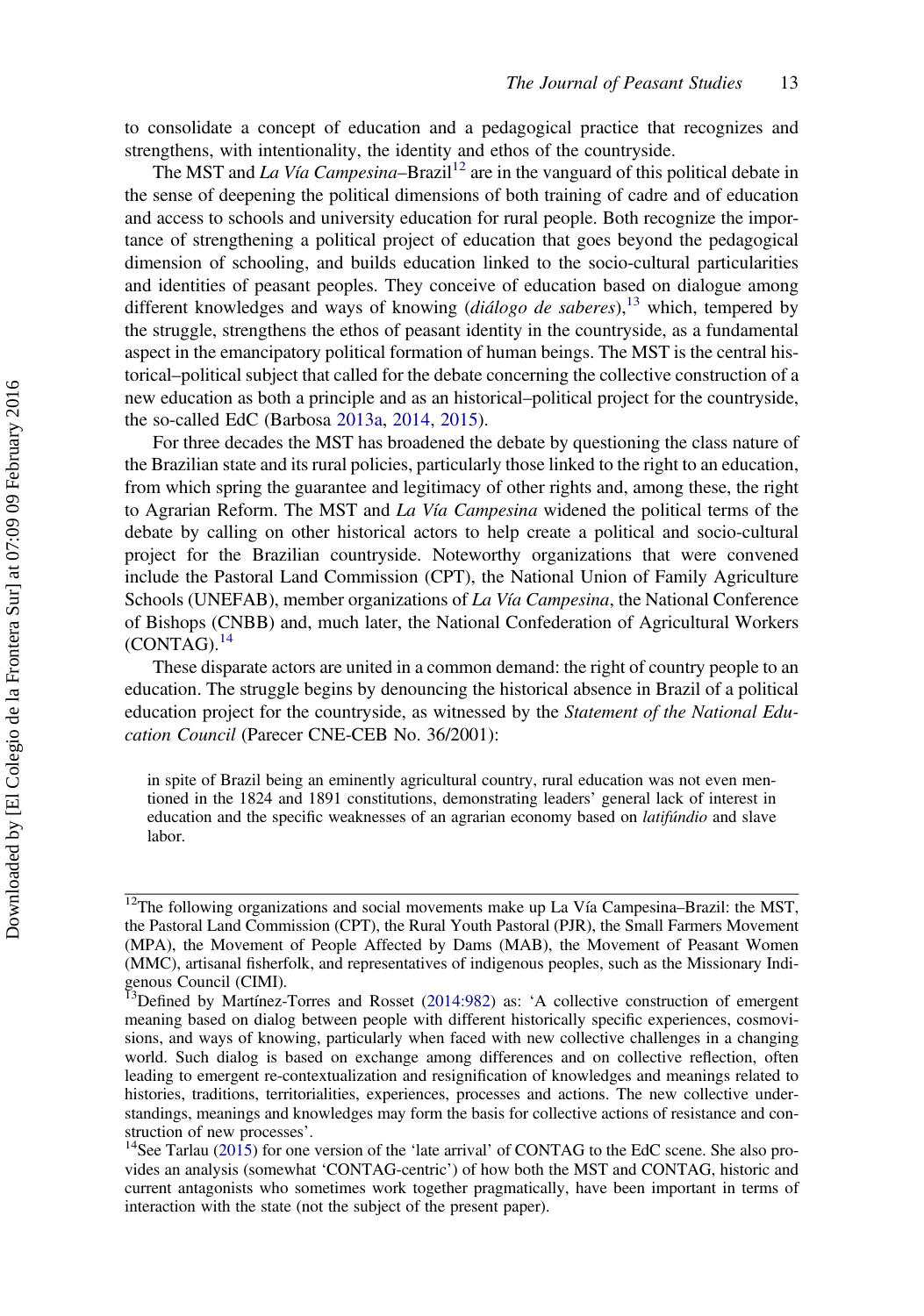to consolidate a concept of education and a pedagogical practice that recognizes and strengthens, with intentionality, the identity and ethos of the countryside.

The MST and *La Vía Campesina*–Brazil[12] are in the vanguard of this political debate in the sense of deepening the political dimensions of both training of cadre and of education and access to schools and university education for rural people. Both recognize the importance of strengthening a political project of education that goes beyond the pedagogical dimension of schooling, and builds education linked to the socio-cultural particularities and identities of peasant peoples. They conceive of education based on dialogue among different knowledges and ways of knowing (*diálogo de saberes*),[13] which, tempered by the struggle, strengthens the ethos of peasant identity in the countryside, as a fundamental aspect in the emancipatory political formation of human beings. The MST is the central historical–political subject that called for the debate concerning the collective construction of a new education as both a principle and as an historical–political project for the countryside, the so-called EdC (Barbosa 2013a, 2014, 2015).

For three decades the MST has broadened the debate by questioning the class nature of the Brazilian state and its rural policies, particularly those linked to the right to an education, from which spring the guarantee and legitimacy of other rights and, among these, the right to Agrarian Reform. The MST and *La Vía Campesina* widened the political terms of the debate by calling on other historical actors to help create a political and socio-cultural project for the Brazilian countryside. Noteworthy organizations that were convened include the Pastoral Land Commission (CPT), the National Union of Family Agriculture Schools (UNEFAB), member organizations of *La Vía Campesina*, the National Conference of Bishops (CNBB) and, much later, the National Confederation of Agricultural Workers (CONTAG).[14]

These disparate actors are united in a common demand: the right of country people to an education. The struggle begins by denouncing the historical absence in Brazil of a political education project for the countryside, as witnessed by the *Statement of the National Education Council* (Parecer CNE-CEB No. 36/2001):

> in spite of Brazil being an eminently agricultural country, rural education was not even mentioned in the 1824 and 1891 constitutions, demonstrating leaders' general lack of interest in education and the specific weaknesses of an agrarian economy based on *latifúndio* and slave labor.

---

[12]The following organizations and social movements make up La Vía Campesina–Brazil: the MST, the Pastoral Land Commission (CPT), the Rural Youth Pastoral (PJR), the Small Farmers Movement (MPA), the Movement of People Affected by Dams (MAB), the Movement of Peasant Women (MMC), artisanal fisherfolk, and representatives of indigenous peoples, such as the Missionary Indigenous Council (CIMI).

[13]Defined by Martínez-Torres and Rosset (2014:982) as: 'A collective construction of emergent meaning based on dialog between people with different historically specific experiences, cosmovisions, and ways of knowing, particularly when faced with new collective challenges in a changing world. Such dialog is based on exchange among differences and on collective reflection, often leading to emergent re-contextualization and resignification of knowledges and meanings related to histories, traditions, territorialities, experiences, processes and actions. The new collective understandings, meanings and knowledges may form the basis for collective actions of resistance and construction of new processes'.

[14]See Tarlau (2015) for one version of the 'late arrival' of CONTAG to the EdC scene. She also provides an analysis (somewhat 'CONTAG-centric') of how both the MST and CONTAG, historic and current antagonists who sometimes work together pragmatically, have been important in terms of interaction with the state (not the subject of the present paper).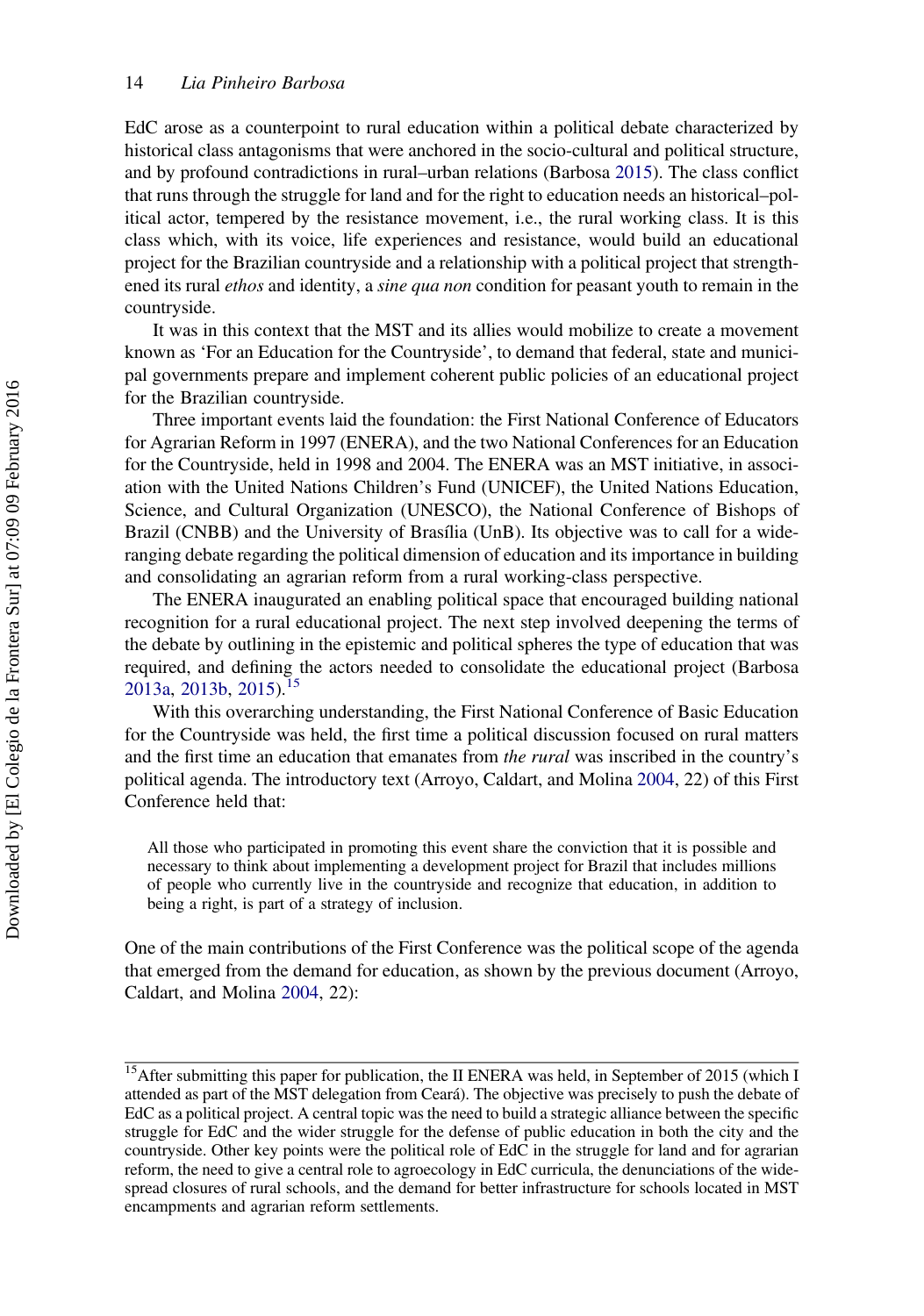EdC arose as a counterpoint to rural education within a political debate characterized by historical class antagonisms that were anchored in the socio-cultural and political structure, and by profound contradictions in rural–urban relations (Barbosa 2015). The class conflict that runs through the struggle for land and for the right to education needs an historical–political actor, tempered by the resistance movement, i.e., the rural working class. It is this class which, with its voice, life experiences and resistance, would build an educational project for the Brazilian countryside and a relationship with a political project that strengthened its rural *ethos* and identity, a *sine qua non* condition for peasant youth to remain in the countryside.

It was in this context that the MST and its allies would mobilize to create a movement known as 'For an Education for the Countryside', to demand that federal, state and municipal governments prepare and implement coherent public policies of an educational project for the Brazilian countryside.

Three important events laid the foundation: the First National Conference of Educators for Agrarian Reform in 1997 (ENERA), and the two National Conferences for an Education for the Countryside, held in 1998 and 2004. The ENERA was an MST initiative, in association with the United Nations Children's Fund (UNICEF), the United Nations Education, Science, and Cultural Organization (UNESCO), the National Conference of Bishops of Brazil (CNBB) and the University of Brasília (UnB). Its objective was to call for a wide-ranging debate regarding the political dimension of education and its importance in building and consolidating an agrarian reform from a rural working-class perspective.

The ENERA inaugurated an enabling political space that encouraged building national recognition for a rural educational project. The next step involved deepening the terms of the debate by outlining in the epistemic and political spheres the type of education that was required, and defining the actors needed to consolidate the educational project (Barbosa 2013a, 2013b, 2015).[15]

With this overarching understanding, the First National Conference of Basic Education for the Countryside was held, the first time a political discussion focused on rural matters and the first time an education that emanates from *the rural* was inscribed in the country's political agenda. The introductory text (Arroyo, Caldart, and Molina 2004, 22) of this First Conference held that:

> All those who participated in promoting this event share the conviction that it is possible and necessary to think about implementing a development project for Brazil that includes millions of people who currently live in the countryside and recognize that education, in addition to being a right, is part of a strategy of inclusion.

One of the main contributions of the First Conference was the political scope of the agenda that emerged from the demand for education, as shown by the previous document (Arroyo, Caldart, and Molina 2004, 22):

---

[15] After submitting this paper for publication, the II ENERA was held, in September of 2015 (which I attended as part of the MST delegation from Ceará). The objective was precisely to push the debate of EdC as a political project. A central topic was the need to build a strategic alliance between the specific struggle for EdC and the wider struggle for the defense of public education in both the city and the countryside. Other key points were the political role of EdC in the struggle for land and for agrarian reform, the need to give a central role to agroecology in EdC curricula, the denunciations of the widespread closures of rural schools, and the demand for better infrastructure for schools located in MST encampments and agrarian reform settlements.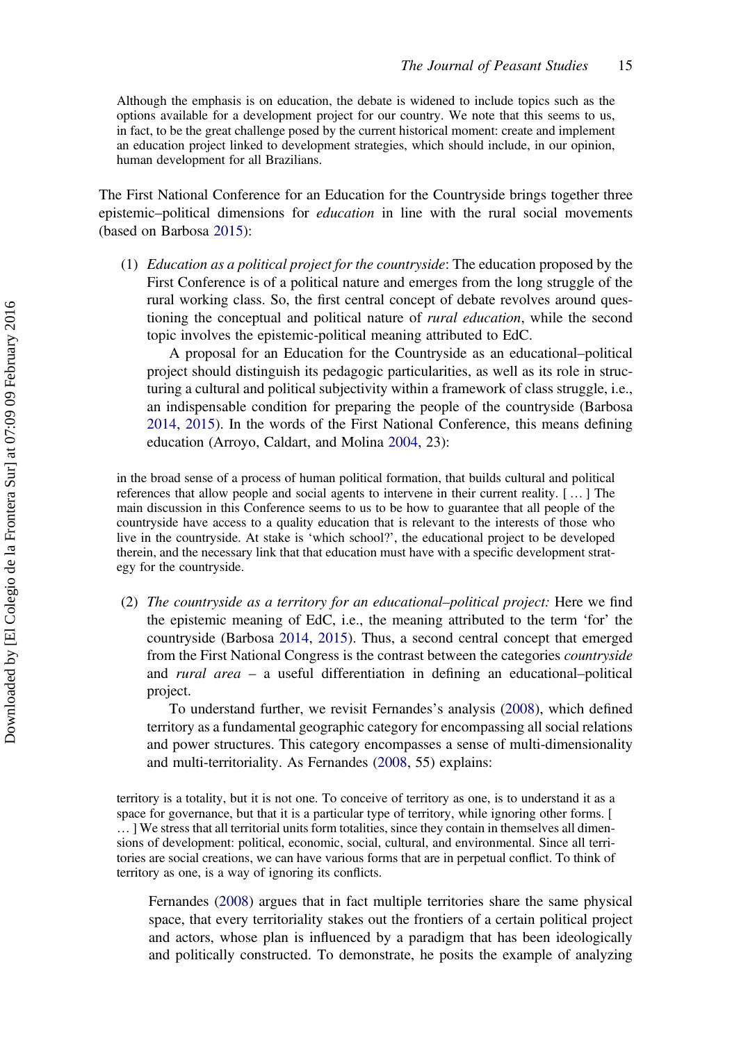Although the emphasis is on education, the debate is widened to include topics such as the options available for a development project for our country. We note that this seems to us, in fact, to be the great challenge posed by the current historical moment: create and implement an education project linked to development strategies, which should include, in our opinion, human development for all Brazilians.

The First National Conference for an Education for the Countryside brings together three epistemic–political dimensions for *education* in line with the rural social movements (based on Barbosa 2015):

(1) *Education as a political project for the countryside*: The education proposed by the First Conference is of a political nature and emerges from the long struggle of the rural working class. So, the first central concept of debate revolves around questioning the conceptual and political nature of *rural education*, while the second topic involves the epistemic-political meaning attributed to EdC.

A proposal for an Education for the Countryside as an educational–political project should distinguish its pedagogic particularities, as well as its role in structuring a cultural and political subjectivity within a framework of class struggle, i.e., an indispensable condition for preparing the people of the countryside (Barbosa 2014, 2015). In the words of the First National Conference, this means defining education (Arroyo, Caldart, and Molina 2004, 23):

> in the broad sense of a process of human political formation, that builds cultural and political references that allow people and social agents to intervene in their current reality. [ … ] The main discussion in this Conference seems to us to be how to guarantee that all people of the countryside have access to a quality education that is relevant to the interests of those who live in the countryside. At stake is 'which school?', the educational project to be developed therein, and the necessary link that that education must have with a specific development strategy for the countryside.

(2) *The countryside as a territory for an educational–political project:* Here we find the epistemic meaning of EdC, i.e., the meaning attributed to the term 'for' the countryside (Barbosa 2014, 2015). Thus, a second central concept that emerged from the First National Congress is the contrast between the categories *countryside* and *rural area* – a useful differentiation in defining an educational–political project.

To understand further, we revisit Fernandes's analysis (2008), which defined territory as a fundamental geographic category for encompassing all social relations and power structures. This category encompasses a sense of multi-dimensionality and multi-territoriality. As Fernandes (2008, 55) explains:

> territory is a totality, but it is not one. To conceive of territory as one, is to understand it as a space for governance, but that it is a particular type of territory, while ignoring other forms. [ … ] We stress that all territorial units form totalities, since they contain in themselves all dimensions of development: political, economic, social, cultural, and environmental. Since all territories are social creations, we can have various forms that are in perpetual conflict. To think of territory as one, is a way of ignoring its conflicts.

Fernandes (2008) argues that in fact multiple territories share the same physical space, that every territoriality stakes out the frontiers of a certain political project and actors, whose plan is influenced by a paradigm that has been ideologically and politically constructed. To demonstrate, he posits the example of analyzing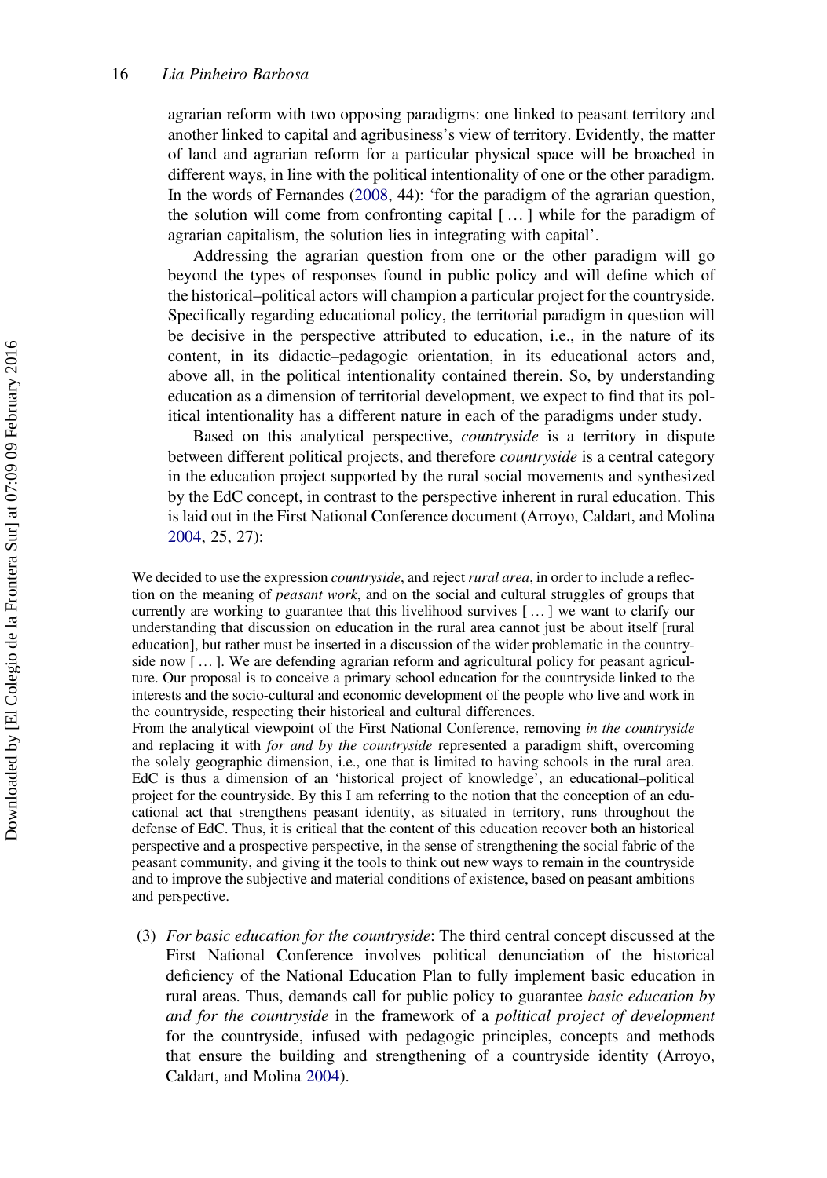agrarian reform with two opposing paradigms: one linked to peasant territory and another linked to capital and agribusiness's view of territory. Evidently, the matter of land and agrarian reform for a particular physical space will be broached in different ways, in line with the political intentionality of one or the other paradigm. In the words of Fernandes (2008, 44): 'for the paradigm of the agrarian question, the solution will come from confronting capital [ … ] while for the paradigm of agrarian capitalism, the solution lies in integrating with capital'.

Addressing the agrarian question from one or the other paradigm will go beyond the types of responses found in public policy and will define which of the historical–political actors will champion a particular project for the countryside. Specifically regarding educational policy, the territorial paradigm in question will be decisive in the perspective attributed to education, i.e., in the nature of its content, in its didactic–pedagogic orientation, in its educational actors and, above all, in the political intentionality contained therein. So, by understanding education as a dimension of territorial development, we expect to find that its political intentionality has a different nature in each of the paradigms under study.

Based on this analytical perspective, *countryside* is a territory in dispute between different political projects, and therefore *countryside* is a central category in the education project supported by the rural social movements and synthesized by the EdC concept, in contrast to the perspective inherent in rural education. This is laid out in the First National Conference document (Arroyo, Caldart, and Molina 2004, 25, 27):

> We decided to use the expression *countryside*, and reject *rural area*, in order to include a reflection on the meaning of *peasant work*, and on the social and cultural struggles of groups that currently are working to guarantee that this livelihood survives [ … ] we want to clarify our understanding that discussion on education in the rural area cannot just be about itself [rural education], but rather must be inserted in a discussion of the wider problematic in the countryside now [ … ]. We are defending agrarian reform and agricultural policy for peasant agriculture. Our proposal is to conceive a primary school education for the countryside linked to the interests and the socio-cultural and economic development of the people who live and work in the countryside, respecting their historical and cultural differences.

From the analytical viewpoint of the First National Conference, removing *in the countryside* and replacing it with *for and by the countryside* represented a paradigm shift, overcoming the solely geographic dimension, i.e., one that is limited to having schools in the rural area. EdC is thus a dimension of an 'historical project of knowledge', an educational–political project for the countryside. By this I am referring to the notion that the conception of an educational act that strengthens peasant identity, as situated in territory, runs throughout the defense of EdC. Thus, it is critical that the content of this education recover both an historical perspective and a prospective perspective, in the sense of strengthening the social fabric of the peasant community, and giving it the tools to think out new ways to remain in the countryside and to improve the subjective and material conditions of existence, based on peasant ambitions and perspective.

(3) *For basic education for the countryside*: The third central concept discussed at the First National Conference involves political denunciation of the historical deficiency of the National Education Plan to fully implement basic education in rural areas. Thus, demands call for public policy to guarantee *basic education by and for the countryside* in the framework of a *political project of development* for the countryside, infused with pedagogic principles, concepts and methods that ensure the building and strengthening of a countryside identity (Arroyo, Caldart, and Molina 2004).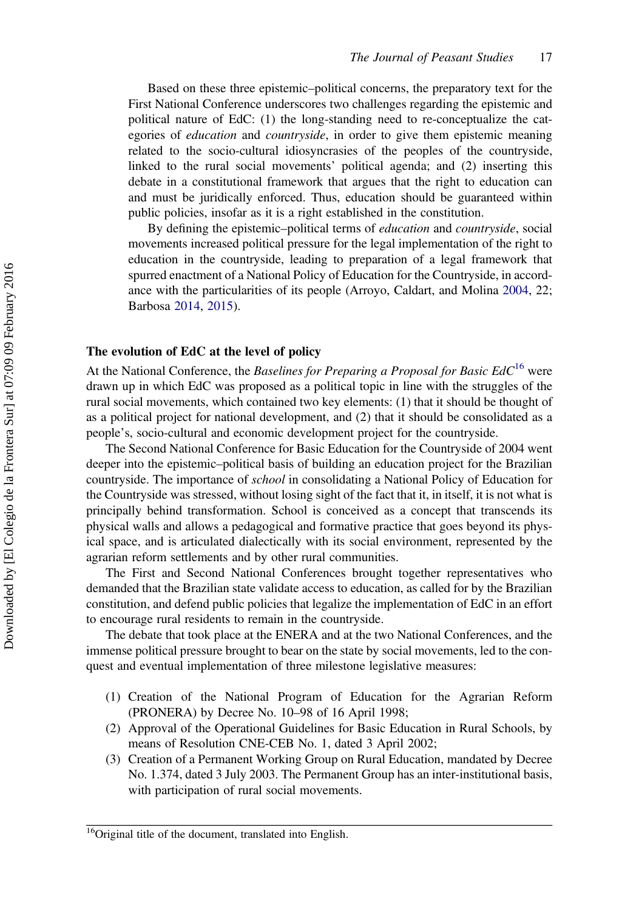Based on these three epistemic–political concerns, the preparatory text for the First National Conference underscores two challenges regarding the epistemic and political nature of EdC: (1) the long-standing need to re-conceptualize the categories of *education* and *countryside*, in order to give them epistemic meaning related to the socio-cultural idiosyncrasies of the peoples of the countryside, linked to the rural social movements' political agenda; and (2) inserting this debate in a constitutional framework that argues that the right to education can and must be juridically enforced. Thus, education should be guaranteed within public policies, insofar as it is a right established in the constitution.

By defining the epistemic–political terms of *education* and *countryside*, social movements increased political pressure for the legal implementation of the right to education in the countryside, leading to preparation of a legal framework that spurred enactment of a National Policy of Education for the Countryside, in accordance with the particularities of its people (Arroyo, Caldart, and Molina 2004, 22; Barbosa 2014, 2015).

### The evolution of EdC at the level of policy

At the National Conference, the *Baselines for Preparing a Proposal for Basic EdC*[16] were drawn up in which EdC was proposed as a political topic in line with the struggles of the rural social movements, which contained two key elements: (1) that it should be thought of as a political project for national development, and (2) that it should be consolidated as a people's, socio-cultural and economic development project for the countryside.

The Second National Conference for Basic Education for the Countryside of 2004 went deeper into the epistemic–political basis of building an education project for the Brazilian countryside. The importance of *school* in consolidating a National Policy of Education for the Countryside was stressed, without losing sight of the fact that it, in itself, it is not what is principally behind transformation. School is conceived as a concept that transcends its physical walls and allows a pedagogical and formative practice that goes beyond its physical space, and is articulated dialectically with its social environment, represented by the agrarian reform settlements and by other rural communities.

The First and Second National Conferences brought together representatives who demanded that the Brazilian state validate access to education, as called for by the Brazilian constitution, and defend public policies that legalize the implementation of EdC in an effort to encourage rural residents to remain in the countryside.

The debate that took place at the ENERA and at the two National Conferences, and the immense political pressure brought to bear on the state by social movements, led to the conquest and eventual implementation of three milestone legislative measures:

(1) Creation of the National Program of Education for the Agrarian Reform (PRONERA) by Decree No. 10–98 of 16 April 1998;
(2) Approval of the Operational Guidelines for Basic Education in Rural Schools, by means of Resolution CNE-CEB No. 1, dated 3 April 2002;
(3) Creation of a Permanent Working Group on Rural Education, mandated by Decree No. 1.374, dated 3 July 2003. The Permanent Group has an inter-institutional basis, with participation of rural social movements.

[16]Original title of the document, translated into English.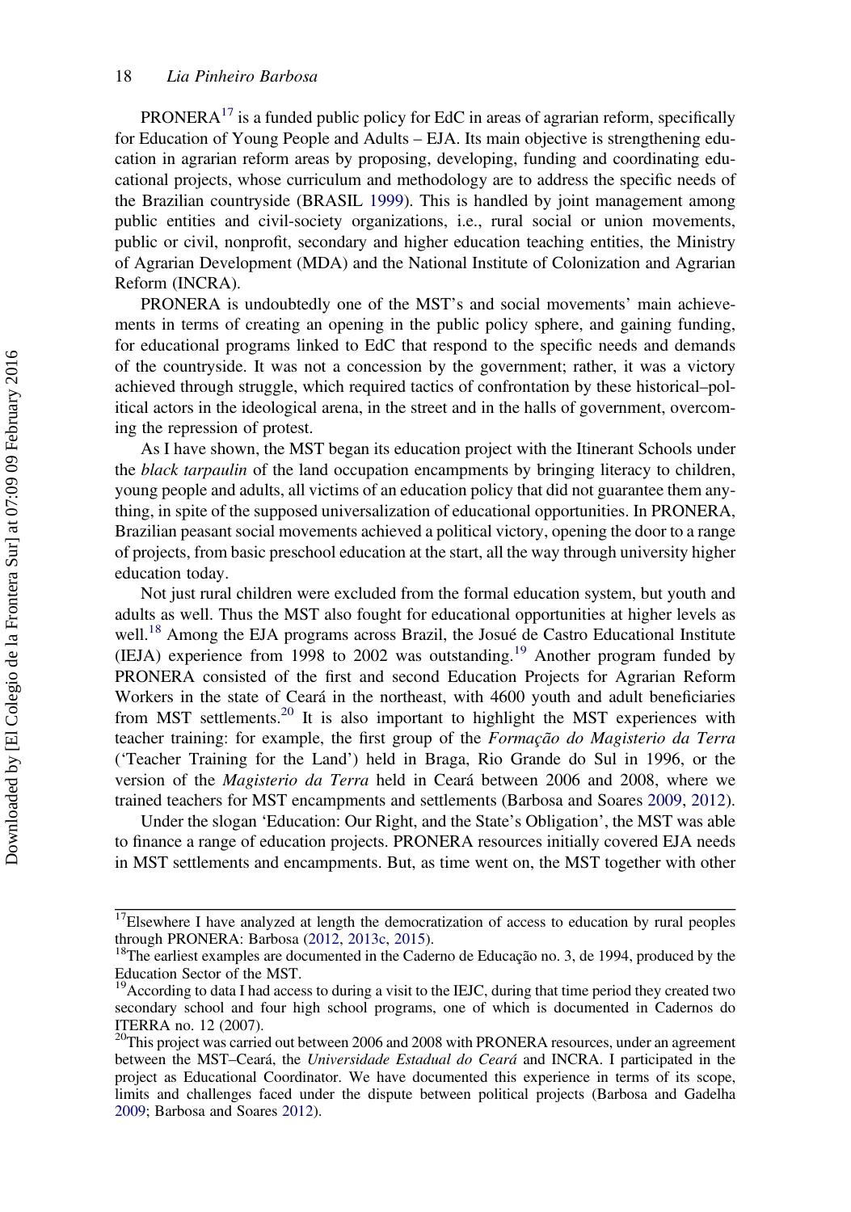PRONERA[17] is a funded public policy for EdC in areas of agrarian reform, specifically for Education of Young People and Adults – EJA. Its main objective is strengthening education in agrarian reform areas by proposing, developing, funding and coordinating educational projects, whose curriculum and methodology are to address the specific needs of the Brazilian countryside (BRASIL 1999). This is handled by joint management among public entities and civil-society organizations, i.e., rural social or union movements, public or civil, nonprofit, secondary and higher education teaching entities, the Ministry of Agrarian Development (MDA) and the National Institute of Colonization and Agrarian Reform (INCRA).

PRONERA is undoubtedly one of the MST's and social movements' main achievements in terms of creating an opening in the public policy sphere, and gaining funding, for educational programs linked to EdC that respond to the specific needs and demands of the countryside. It was not a concession by the government; rather, it was a victory achieved through struggle, which required tactics of confrontation by these historical–political actors in the ideological arena, in the street and in the halls of government, overcoming the repression of protest.

As I have shown, the MST began its education project with the Itinerant Schools under the *black tarpaulin* of the land occupation encampments by bringing literacy to children, young people and adults, all victims of an education policy that did not guarantee them anything, in spite of the supposed universalization of educational opportunities. In PRONERA, Brazilian peasant social movements achieved a political victory, opening the door to a range of projects, from basic preschool education at the start, all the way through university higher education today.

Not just rural children were excluded from the formal education system, but youth and adults as well. Thus the MST also fought for educational opportunities at higher levels as well.[18] Among the EJA programs across Brazil, the Josué de Castro Educational Institute (IEJA) experience from 1998 to 2002 was outstanding.[19] Another program funded by PRONERA consisted of the first and second Education Projects for Agrarian Reform Workers in the state of Ceará in the northeast, with 4600 youth and adult beneficiaries from MST settlements.[20] It is also important to highlight the MST experiences with teacher training: for example, the first group of the *Formação do Magisterio da Terra* ('Teacher Training for the Land') held in Braga, Rio Grande do Sul in 1996, or the version of the *Magisterio da Terra* held in Ceará between 2006 and 2008, where we trained teachers for MST encampments and settlements (Barbosa and Soares 2009, 2012).

Under the slogan 'Education: Our Right, and the State's Obligation', the MST was able to finance a range of education projects. PRONERA resources initially covered EJA needs in MST settlements and encampments. But, as time went on, the MST together with other

---

[17] Elsewhere I have analyzed at length the democratization of access to education by rural peoples through PRONERA: Barbosa (2012, 2013c, 2015).

[18] The earliest examples are documented in the Caderno de Educação no. 3, de 1994, produced by the Education Sector of the MST.

[19] According to data I had access to during a visit to the IEJC, during that time period they created two secondary school and four high school programs, one of which is documented in Cadernos do ITERRA no. 12 (2007).

[20] This project was carried out between 2006 and 2008 with PRONERA resources, under an agreement between the MST–Ceará, the *Universidade Estadual do Ceará* and INCRA. I participated in the project as Educational Coordinator. We have documented this experience in terms of its scope, limits and challenges faced under the dispute between political projects (Barbosa and Gadelha 2009; Barbosa and Soares 2012).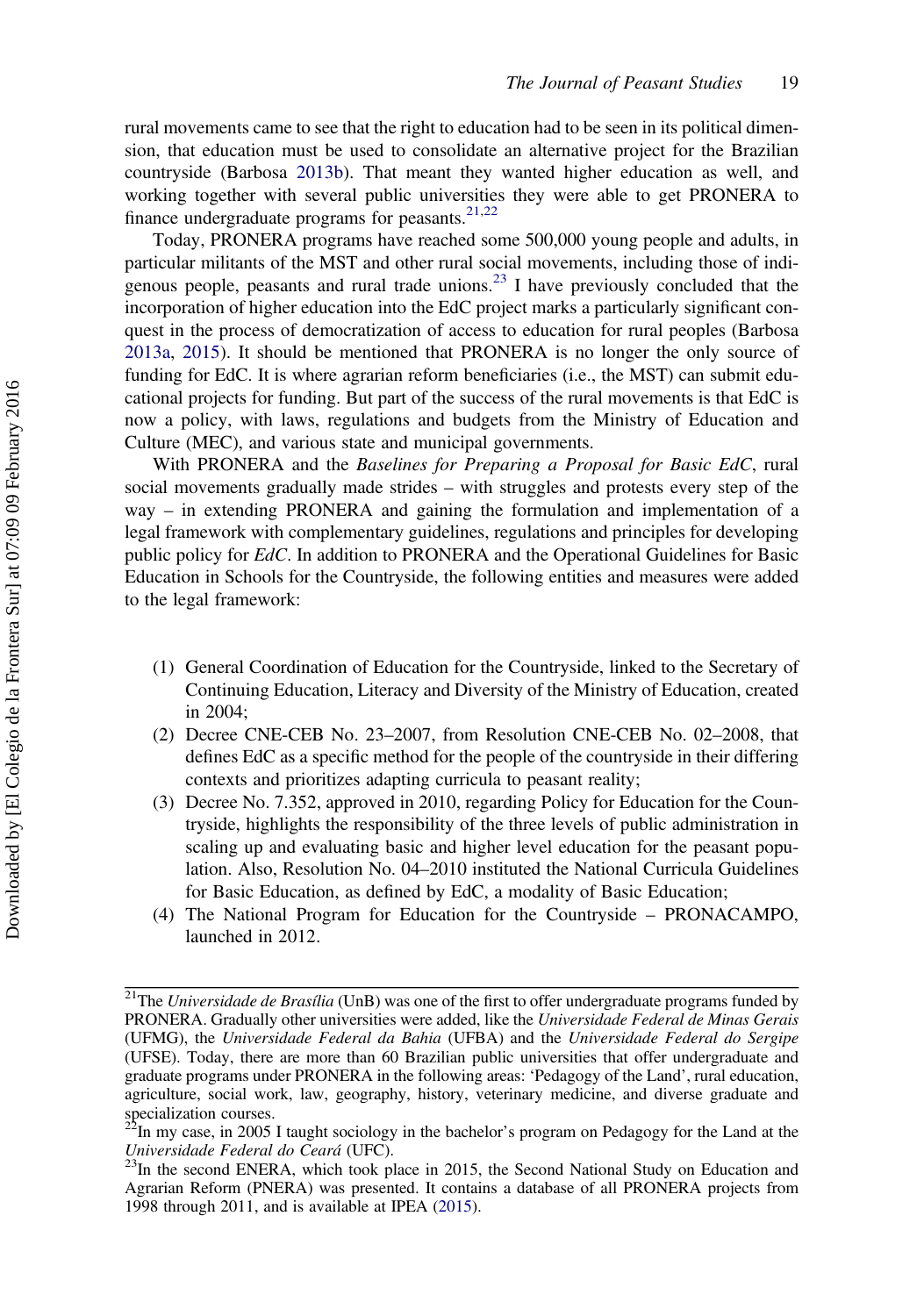rural movements came to see that the right to education had to be seen in its political dimension, that education must be used to consolidate an alternative project for the Brazilian countryside (Barbosa 2013b). That meant they wanted higher education as well, and working together with several public universities they were able to get PRONERA to finance undergraduate programs for peasants.[21,22]

Today, PRONERA programs have reached some 500,000 young people and adults, in particular militants of the MST and other rural social movements, including those of indigenous people, peasants and rural trade unions.[23] I have previously concluded that the incorporation of higher education into the EdC project marks a particularly significant conquest in the process of democratization of access to education for rural peoples (Barbosa 2013a, 2015). It should be mentioned that PRONERA is no longer the only source of funding for EdC. It is where agrarian reform beneficiaries (i.e., the MST) can submit educational projects for funding. But part of the success of the rural movements is that EdC is now a policy, with laws, regulations and budgets from the Ministry of Education and Culture (MEC), and various state and municipal governments.

With PRONERA and the *Baselines for Preparing a Proposal for Basic EdC*, rural social movements gradually made strides – with struggles and protests every step of the way – in extending PRONERA and gaining the formulation and implementation of a legal framework with complementary guidelines, regulations and principles for developing public policy for *EdC*. In addition to PRONERA and the Operational Guidelines for Basic Education in Schools for the Countryside, the following entities and measures were added to the legal framework:

(1) General Coordination of Education for the Countryside, linked to the Secretary of Continuing Education, Literacy and Diversity of the Ministry of Education, created in 2004;
(2) Decree CNE-CEB No. 23–2007, from Resolution CNE-CEB No. 02–2008, that defines EdC as a specific method for the people of the countryside in their differing contexts and prioritizes adapting curricula to peasant reality;
(3) Decree No. 7.352, approved in 2010, regarding Policy for Education for the Countryside, highlights the responsibility of the three levels of public administration in scaling up and evaluating basic and higher level education for the peasant population. Also, Resolution No. 04–2010 instituted the National Curricula Guidelines for Basic Education, as defined by EdC, a modality of Basic Education;
(4) The National Program for Education for the Countryside – PRONACAMPO, launched in 2012.

---

[21]The *Universidade de Brasília* (UnB) was one of the first to offer undergraduate programs funded by PRONERA. Gradually other universities were added, like the *Universidade Federal de Minas Gerais* (UFMG), the *Universidade Federal da Bahia* (UFBA) and the *Universidade Federal do Sergipe* (UFSE). Today, there are more than 60 Brazilian public universities that offer undergraduate and graduate programs under PRONERA in the following areas: 'Pedagogy of the Land', rural education, agriculture, social work, law, geography, history, veterinary medicine, and diverse graduate and specialization courses.

[22]In my case, in 2005 I taught sociology in the bachelor's program on Pedagogy for the Land at the *Universidade Federal do Ceará* (UFC).

[23]In the second ENERA, which took place in 2015, the Second National Study on Education and Agrarian Reform (PNERA) was presented. It contains a database of all PRONERA projects from 1998 through 2011, and is available at IPEA (2015).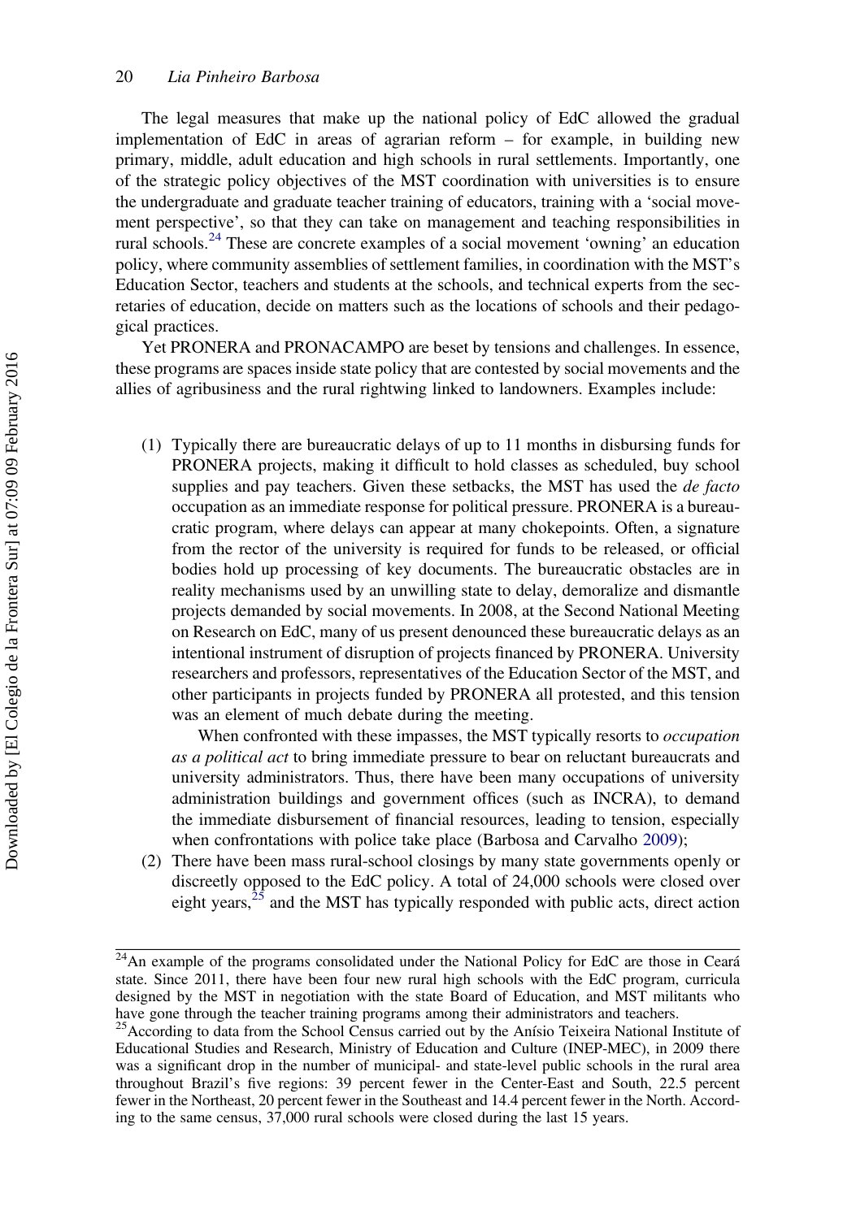The legal measures that make up the national policy of EdC allowed the gradual implementation of EdC in areas of agrarian reform – for example, in building new primary, middle, adult education and high schools in rural settlements. Importantly, one of the strategic policy objectives of the MST coordination with universities is to ensure the undergraduate and graduate teacher training of educators, training with a 'social movement perspective', so that they can take on management and teaching responsibilities in rural schools.[24] These are concrete examples of a social movement 'owning' an education policy, where community assemblies of settlement families, in coordination with the MST's Education Sector, teachers and students at the schools, and technical experts from the secretaries of education, decide on matters such as the locations of schools and their pedagogical practices.

Yet PRONERA and PRONACAMPO are beset by tensions and challenges. In essence, these programs are spaces inside state policy that are contested by social movements and the allies of agribusiness and the rural rightwing linked to landowners. Examples include:

(1) Typically there are bureaucratic delays of up to 11 months in disbursing funds for PRONERA projects, making it difficult to hold classes as scheduled, buy school supplies and pay teachers. Given these setbacks, the MST has used the *de facto* occupation as an immediate response for political pressure. PRONERA is a bureaucratic program, where delays can appear at many chokepoints. Often, a signature from the rector of the university is required for funds to be released, or official bodies hold up processing of key documents. The bureaucratic obstacles are in reality mechanisms used by an unwilling state to delay, demoralize and dismantle projects demanded by social movements. In 2008, at the Second National Meeting on Research on EdC, many of us present denounced these bureaucratic delays as an intentional instrument of disruption of projects financed by PRONERA. University researchers and professors, representatives of the Education Sector of the MST, and other participants in projects funded by PRONERA all protested, and this tension was an element of much debate during the meeting.

    When confronted with these impasses, the MST typically resorts to *occupation as a political act* to bring immediate pressure to bear on reluctant bureaucrats and university administrators. Thus, there have been many occupations of university administration buildings and government offices (such as INCRA), to demand the immediate disbursement of financial resources, leading to tension, especially when confrontations with police take place (Barbosa and Carvalho 2009);

(2) There have been mass rural-school closings by many state governments openly or discreetly opposed to the EdC policy. A total of 24,000 schools were closed over eight years,[25] and the MST has typically responded with public acts, direct action

---

[24] An example of the programs consolidated under the National Policy for EdC are those in Ceará state. Since 2011, there have been four new rural high schools with the EdC program, curricula designed by the MST in negotiation with the state Board of Education, and MST militants who have gone through the teacher training programs among their administrators and teachers.

[25] According to data from the School Census carried out by the Anísio Teixeira National Institute of Educational Studies and Research, Ministry of Education and Culture (INEP-MEC), in 2009 there was a significant drop in the number of municipal- and state-level public schools in the rural area throughout Brazil's five regions: 39 percent fewer in the Center-East and South, 22.5 percent fewer in the Northeast, 20 percent fewer in the Southeast and 14.4 percent fewer in the North. According to the same census, 37,000 rural schools were closed during the last 15 years.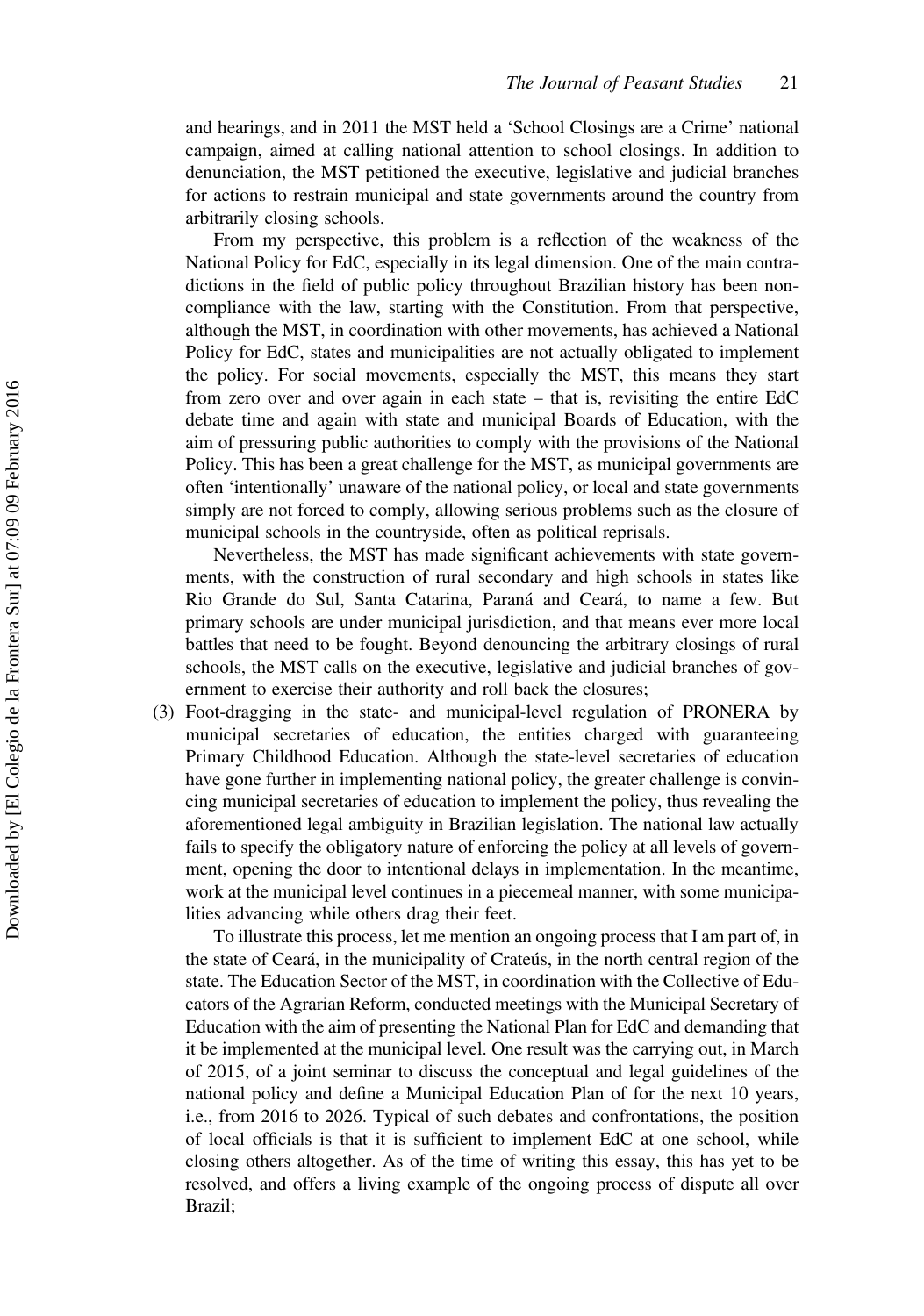and hearings, and in 2011 the MST held a 'School Closings are a Crime' national campaign, aimed at calling national attention to school closings. In addition to denunciation, the MST petitioned the executive, legislative and judicial branches for actions to restrain municipal and state governments around the country from arbitrarily closing schools.

From my perspective, this problem is a reflection of the weakness of the National Policy for EdC, especially in its legal dimension. One of the main contradictions in the field of public policy throughout Brazilian history has been non-compliance with the law, starting with the Constitution. From that perspective, although the MST, in coordination with other movements, has achieved a National Policy for EdC, states and municipalities are not actually obligated to implement the policy. For social movements, especially the MST, this means they start from zero over and over again in each state – that is, revisiting the entire EdC debate time and again with state and municipal Boards of Education, with the aim of pressuring public authorities to comply with the provisions of the National Policy. This has been a great challenge for the MST, as municipal governments are often 'intentionally' unaware of the national policy, or local and state governments simply are not forced to comply, allowing serious problems such as the closure of municipal schools in the countryside, often as political reprisals.

Nevertheless, the MST has made significant achievements with state governments, with the construction of rural secondary and high schools in states like Rio Grande do Sul, Santa Catarina, Paraná and Ceará, to name a few. But primary schools are under municipal jurisdiction, and that means ever more local battles that need to be fought. Beyond denouncing the arbitrary closings of rural schools, the MST calls on the executive, legislative and judicial branches of government to exercise their authority and roll back the closures;

(3) Foot-dragging in the state- and municipal-level regulation of PRONERA by municipal secretaries of education, the entities charged with guaranteeing Primary Childhood Education. Although the state-level secretaries of education have gone further in implementing national policy, the greater challenge is convincing municipal secretaries of education to implement the policy, thus revealing the aforementioned legal ambiguity in Brazilian legislation. The national law actually fails to specify the obligatory nature of enforcing the policy at all levels of government, opening the door to intentional delays in implementation. In the meantime, work at the municipal level continues in a piecemeal manner, with some municipalities advancing while others drag their feet.

    To illustrate this process, let me mention an ongoing process that I am part of, in the state of Ceará, in the municipality of Crateús, in the north central region of the state. The Education Sector of the MST, in coordination with the Collective of Educators of the Agrarian Reform, conducted meetings with the Municipal Secretary of Education with the aim of presenting the National Plan for EdC and demanding that it be implemented at the municipal level. One result was the carrying out, in March of 2015, of a joint seminar to discuss the conceptual and legal guidelines of the national policy and define a Municipal Education Plan of for the next 10 years, i.e., from 2016 to 2026. Typical of such debates and confrontations, the position of local officials is that it is sufficient to implement EdC at one school, while closing others altogether. As of the time of writing this essay, this has yet to be resolved, and offers a living example of the ongoing process of dispute all over Brazil;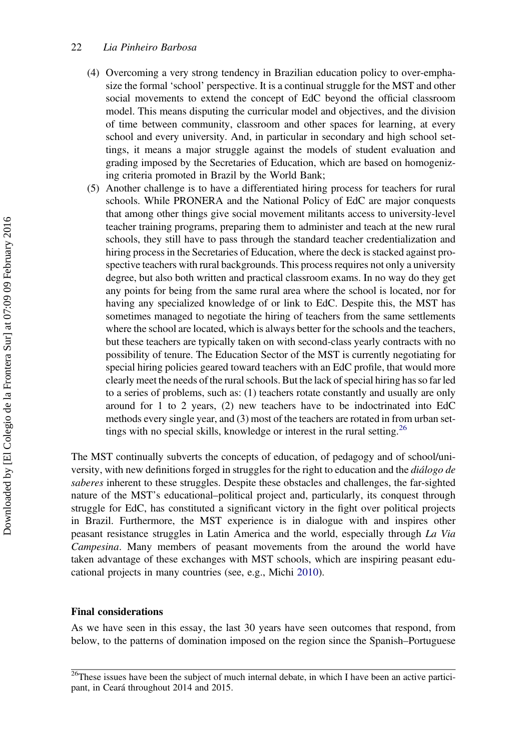(4) Overcoming a very strong tendency in Brazilian education policy to over-emphasize the formal 'school' perspective. It is a continual struggle for the MST and other social movements to extend the concept of EdC beyond the official classroom model. This means disputing the curricular model and objectives, and the division of time between community, classroom and other spaces for learning, at every school and every university. And, in particular in secondary and high school settings, it means a major struggle against the models of student evaluation and grading imposed by the Secretaries of Education, which are based on homogenizing criteria promoted in Brazil by the World Bank;

(5) Another challenge is to have a differentiated hiring process for teachers for rural schools. While PRONERA and the National Policy of EdC are major conquests that among other things give social movement militants access to university-level teacher training programs, preparing them to administer and teach at the new rural schools, they still have to pass through the standard teacher credentialization and hiring process in the Secretaries of Education, where the deck is stacked against prospective teachers with rural backgrounds. This process requires not only a university degree, but also both written and practical classroom exams. In no way do they get any points for being from the same rural area where the school is located, nor for having any specialized knowledge of or link to EdC. Despite this, the MST has sometimes managed to negotiate the hiring of teachers from the same settlements where the school are located, which is always better for the schools and the teachers, but these teachers are typically taken on with second-class yearly contracts with no possibility of tenure. The Education Sector of the MST is currently negotiating for special hiring policies geared toward teachers with an EdC profile, that would more clearly meet the needs of the rural schools. But the lack of special hiring has so far led to a series of problems, such as: (1) teachers rotate constantly and usually are only around for 1 to 2 years, (2) new teachers have to be indoctrinated into EdC methods every single year, and (3) most of the teachers are rotated in from urban settings with no special skills, knowledge or interest in the rural setting.[26]

The MST continually subverts the concepts of education, of pedagogy and of school/university, with new definitions forged in struggles for the right to education and the *diálogo de saberes* inherent to these struggles. Despite these obstacles and challenges, the far-sighted nature of the MST's educational–political project and, particularly, its conquest through struggle for EdC, has constituted a significant victory in the fight over political projects in Brazil. Furthermore, the MST experience is in dialogue with and inspires other peasant resistance struggles in Latin America and the world, especially through *La Via Campesina*. Many members of peasant movements from the around the world have taken advantage of these exchanges with MST schools, which are inspiring peasant educational projects in many countries (see, e.g., Michi 2010).

## Final considerations

As we have seen in this essay, the last 30 years have seen outcomes that respond, from below, to the patterns of domination imposed on the region since the Spanish–Portuguese

[26] These issues have been the subject of much internal debate, in which I have been an active participant, in Ceará throughout 2014 and 2015.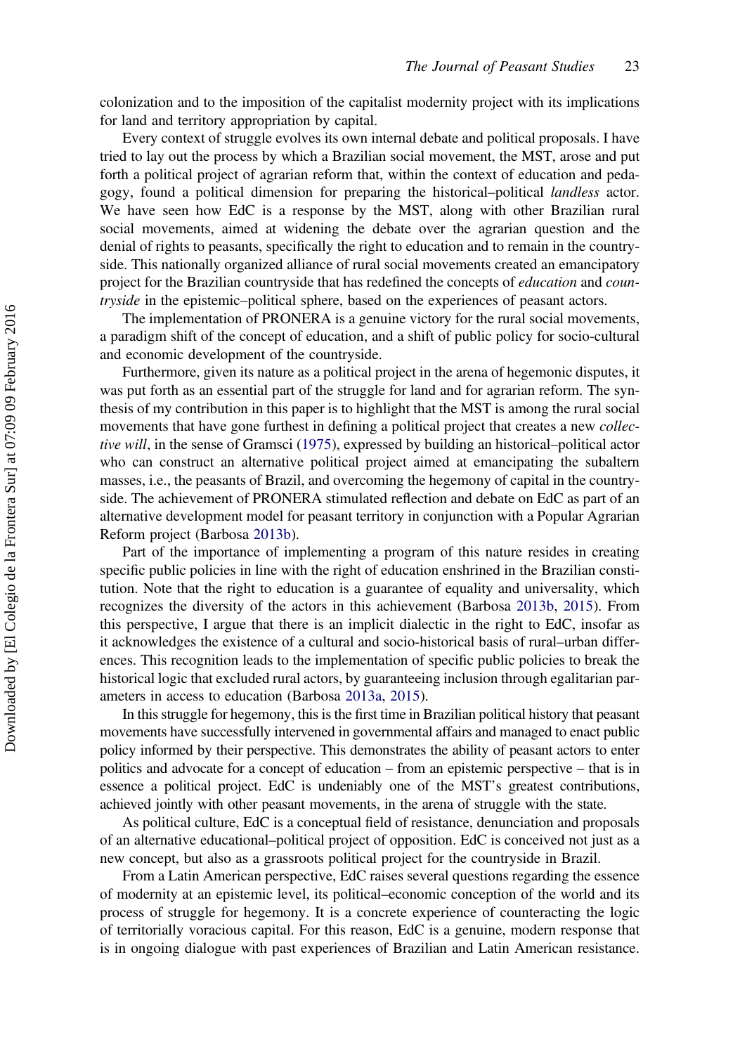colonization and to the imposition of the capitalist modernity project with its implications for land and territory appropriation by capital.

Every context of struggle evolves its own internal debate and political proposals. I have tried to lay out the process by which a Brazilian social movement, the MST, arose and put forth a political project of agrarian reform that, within the context of education and pedagogy, found a political dimension for preparing the historical–political *landless* actor. We have seen how EdC is a response by the MST, along with other Brazilian rural social movements, aimed at widening the debate over the agrarian question and the denial of rights to peasants, specifically the right to education and to remain in the countryside. This nationally organized alliance of rural social movements created an emancipatory project for the Brazilian countryside that has redefined the concepts of *education* and *countryside* in the epistemic–political sphere, based on the experiences of peasant actors.

The implementation of PRONERA is a genuine victory for the rural social movements, a paradigm shift of the concept of education, and a shift of public policy for socio-cultural and economic development of the countryside.

Furthermore, given its nature as a political project in the arena of hegemonic disputes, it was put forth as an essential part of the struggle for land and for agrarian reform. The synthesis of my contribution in this paper is to highlight that the MST is among the rural social movements that have gone furthest in defining a political project that creates a new *collective will*, in the sense of Gramsci (1975), expressed by building an historical–political actor who can construct an alternative political project aimed at emancipating the subaltern masses, i.e., the peasants of Brazil, and overcoming the hegemony of capital in the countryside. The achievement of PRONERA stimulated reflection and debate on EdC as part of an alternative development model for peasant territory in conjunction with a Popular Agrarian Reform project (Barbosa 2013b).

Part of the importance of implementing a program of this nature resides in creating specific public policies in line with the right of education enshrined in the Brazilian constitution. Note that the right to education is a guarantee of equality and universality, which recognizes the diversity of the actors in this achievement (Barbosa 2013b, 2015). From this perspective, I argue that there is an implicit dialectic in the right to EdC, insofar as it acknowledges the existence of a cultural and socio-historical basis of rural–urban differences. This recognition leads to the implementation of specific public policies to break the historical logic that excluded rural actors, by guaranteeing inclusion through egalitarian parameters in access to education (Barbosa 2013a, 2015).

In this struggle for hegemony, this is the first time in Brazilian political history that peasant movements have successfully intervened in governmental affairs and managed to enact public policy informed by their perspective. This demonstrates the ability of peasant actors to enter politics and advocate for a concept of education – from an epistemic perspective – that is in essence a political project. EdC is undeniably one of the MST's greatest contributions, achieved jointly with other peasant movements, in the arena of struggle with the state.

As political culture, EdC is a conceptual field of resistance, denunciation and proposals of an alternative educational–political project of opposition. EdC is conceived not just as a new concept, but also as a grassroots political project for the countryside in Brazil.

From a Latin American perspective, EdC raises several questions regarding the essence of modernity at an epistemic level, its political–economic conception of the world and its process of struggle for hegemony. It is a concrete experience of counteracting the logic of territorially voracious capital. For this reason, EdC is a genuine, modern response that is in ongoing dialogue with past experiences of Brazilian and Latin American resistance.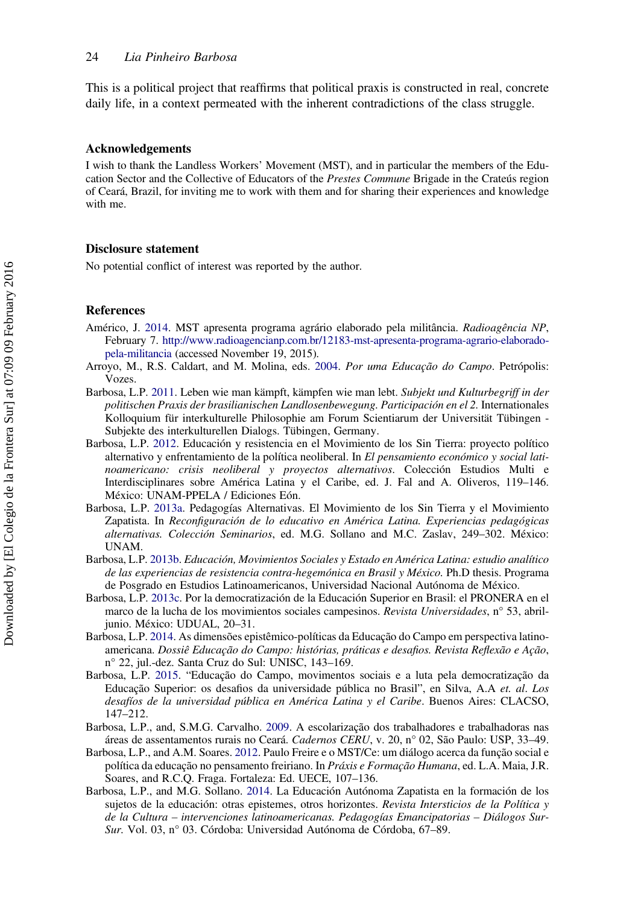This is a political project that reaffirms that political praxis is constructed in real, concrete daily life, in a context permeated with the inherent contradictions of the class struggle.

## Acknowledgements

I wish to thank the Landless Workers' Movement (MST), and in particular the members of the Education Sector and the Collective of Educators of the *Prestes Commune* Brigade in the Crateús region of Ceará, Brazil, for inviting me to work with them and for sharing their experiences and knowledge with me.

## Disclosure statement

No potential conflict of interest was reported by the author.

## References

Américo, J. 2014. MST apresenta programa agrário elaborado pela militância. *Radioagência NP*, February 7. http://www.radioagencianp.com.br/12183-mst-apresenta-programa-agrario-elaborado-pela-militancia (accessed November 19, 2015).

Arroyo, M., R.S. Caldart, and M. Molina, eds. 2004. *Por uma Educação do Campo*. Petrópolis: Vozes.

Barbosa, L.P. 2011. Leben wie man kämpft, kämpfen wie man lebt. *Subjekt und Kulturbegriff in der politischen Praxis der brasilianischen Landlosenbewegung. Participación en el 2*. Internationales Kolloquium für interkulturelle Philosophie am Forum Scientiarum der Universität Tübingen - Subjekte des interkulturellen Dialogs. Tübingen, Germany.

Barbosa, L.P. 2012. Educación y resistencia en el Movimiento de los Sin Tierra: proyecto político alternativo y enfrentamiento de la política neoliberal. In *El pensamiento económico y social latinoamericano: crisis neoliberal y proyectos alternativos*. Colección Estudios Multi e Interdisciplinares sobre América Latina y el Caribe, ed. J. Fal and A. Oliveros, 119–146. México: UNAM-PPELA / Ediciones Eón.

Barbosa, L.P. 2013a. Pedagogías Alternativas. El Movimiento de los Sin Tierra y el Movimiento Zapatista. In *Reconfiguración de lo educativo en América Latina. Experiencias pedagógicas alternativas. Colección Seminarios*, ed. M.G. Sollano and M.C. Zaslav, 249–302. México: UNAM.

Barbosa, L.P. 2013b. *Educación, Movimientos Sociales y Estado en América Latina: estudio analítico de las experiencias de resistencia contra-hegemónica en Brasil y México*. Ph.D thesis. Programa de Posgrado en Estudios Latinoamericanos, Universidad Nacional Autónoma de México.

Barbosa, L.P. 2013c. Por la democratización de la Educación Superior en Brasil: el PRONERA en el marco de la lucha de los movimientos sociales campesinos. *Revista Universidades*, n° 53, abril-junio. México: UDUAL, 20–31.

Barbosa, L.P. 2014. As dimensões epistêmico-políticas da Educação do Campo em perspectiva latino-americana. *Dossiê Educação do Campo: histórias, práticas e desafios. Revista Reflexão e Ação*, n° 22, jul.-dez. Santa Cruz do Sul: UNISC, 143–169.

Barbosa, L.P. 2015. "Educação do Campo, movimentos sociais e a luta pela democratização da Educação Superior: os desafios da universidade pública no Brasil", en Silva, A.A *et. al*. *Los desafíos de la universidad pública en América Latina y el Caribe*. Buenos Aires: CLACSO, 147–212.

Barbosa, L.P., and, S.M.G. Carvalho. 2009. A escolarização dos trabalhadores e trabalhadoras nas áreas de assentamentos rurais no Ceará. *Cadernos CERU*, v. 20, n° 02, São Paulo: USP, 33–49.

Barbosa, L.P., and A.M. Soares. 2012. Paulo Freire e o MST/Ce: um diálogo acerca da função social e política da educação no pensamento freiriano. In *Práxis e Formação Humana*, ed. L.A. Maia, J.R. Soares, and R.C.Q. Fraga. Fortaleza: Ed. UECE, 107–136.

Barbosa, L.P., and M.G. Sollano. 2014. La Educación Autónoma Zapatista en la formación de los sujetos de la educación: otras epistemes, otros horizontes. *Revista Intersticios de la Política y de la Cultura – intervenciones latinoamericanas. Pedagogías Emancipatorias – Diálogos Sur-Sur*. Vol. 03, n° 03. Córdoba: Universidad Autónoma de Córdoba, 67–89.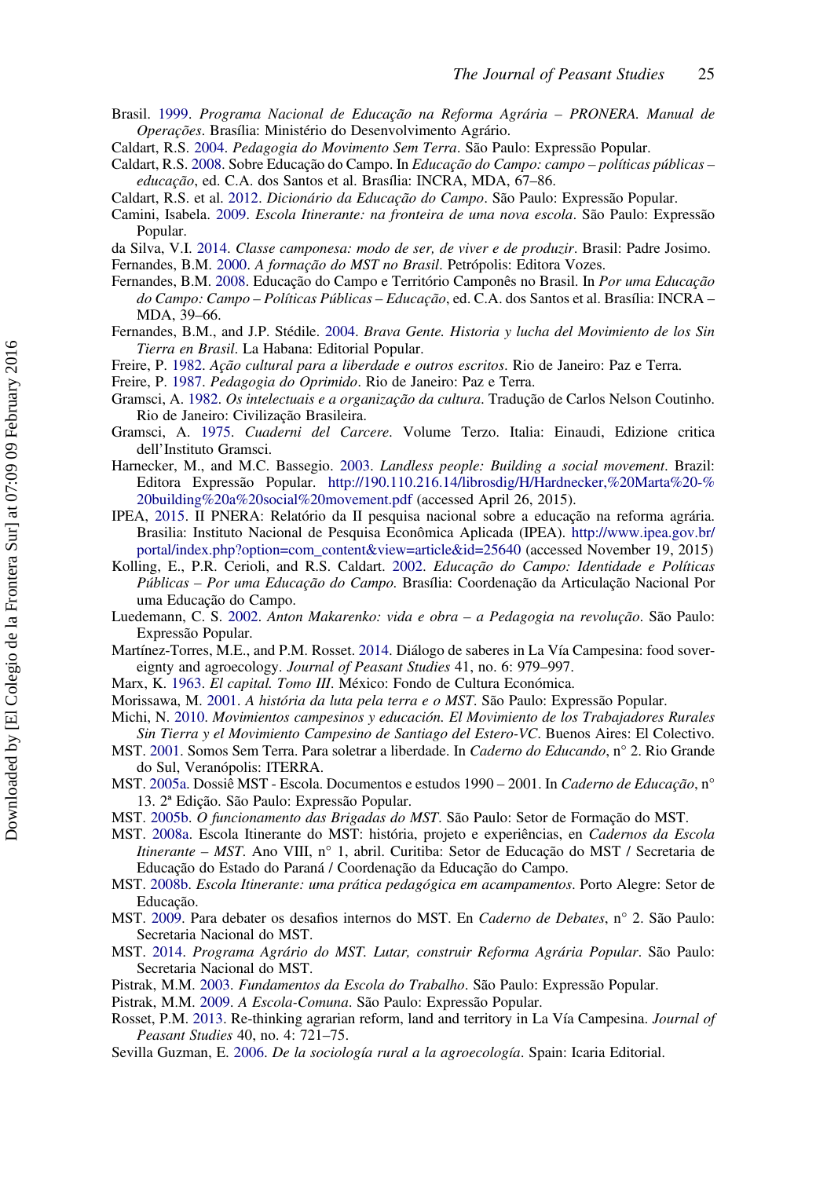Brasil. 1999. *Programa Nacional de Educação na Reforma Agrária – PRONERA. Manual de Operações*. Brasília: Ministério do Desenvolvimento Agrário.

Caldart, R.S. 2004. *Pedagogia do Movimento Sem Terra*. São Paulo: Expressão Popular.

Caldart, R.S. 2008. Sobre Educação do Campo. In *Educação do Campo: campo – políticas públicas – educação*, ed. C.A. dos Santos et al. Brasília: INCRA, MDA, 67–86.

Caldart, R.S. et al. 2012. *Dicionário da Educação do Campo*. São Paulo: Expressão Popular.

Camini, Isabela. 2009. *Escola Itinerante: na fronteira de uma nova escola*. São Paulo: Expressão Popular.

da Silva, V.I. 2014. *Classe camponesa: modo de ser, de viver e de produzir*. Brasil: Padre Josimo.

Fernandes, B.M. 2000. *A formação do MST no Brasil*. Petrópolis: Editora Vozes.

Fernandes, B.M. 2008. Educação do Campo e Território Camponês no Brasil. In *Por uma Educação do Campo: Campo – Políticas Públicas – Educação*, ed. C.A. dos Santos et al. Brasília: INCRA – MDA, 39–66.

Fernandes, B.M., and J.P. Stédile. 2004. *Brava Gente. Historia y lucha del Movimiento de los Sin Tierra en Brasil*. La Habana: Editorial Popular.

Freire, P. 1982. *Ação cultural para a liberdade e outros escritos*. Rio de Janeiro: Paz e Terra.

Freire, P. 1987. *Pedagogia do Oprimido*. Rio de Janeiro: Paz e Terra.

Gramsci, A. 1982. *Os intelectuais e a organização da cultura*. Tradução de Carlos Nelson Coutinho. Rio de Janeiro: Civilização Brasileira.

Gramsci, A. 1975. *Cuaderni del Carcere*. Volume Terzo. Italia: Einaudi, Edizione critica dell'Instituto Gramsci.

Harnecker, M., and M.C. Bassegio. 2003. *Landless people: Building a social movement*. Brazil: Editora Expressão Popular. http://190.110.216.14/librosdig/H/Hardnecker,%20Marta%20-%20building%20a%20social%20movement.pdf (accessed April 26, 2015).

IPEA, 2015. II PNERA: Relatório da II pesquisa nacional sobre a educação na reforma agrária. Brasilia: Instituto Nacional de Pesquisa Econômica Aplicada (IPEA). http://www.ipea.gov.br/portal/index.php?option=com_content&view=article&id=25640 (accessed November 19, 2015)

Kolling, E., P.R. Cerioli, and R.S. Caldart. 2002. *Educação do Campo: Identidade e Políticas Públicas – Por uma Educação do Campo*. Brasília: Coordenação da Articulação Nacional Por uma Educação do Campo.

Luedemann, C. S. 2002. *Anton Makarenko: vida e obra – a Pedagogia na revolução*. São Paulo: Expressão Popular.

Martínez-Torres, M.E., and P.M. Rosset. 2014. Diálogo de saberes in La Vía Campesina: food sovereignty and agroecology. *Journal of Peasant Studies* 41, no. 6: 979–997.

Marx, K. 1963. *El capital. Tomo III*. México: Fondo de Cultura Económica.

Morissawa, M. 2001. *A história da luta pela terra e o MST*. São Paulo: Expressão Popular.

Michi, N. 2010. *Movimientos campesinos y educación. El Movimiento de los Trabajadores Rurales Sin Tierra y el Movimiento Campesino de Santiago del Estero-VC*. Buenos Aires: El Colectivo.

MST. 2001. Somos Sem Terra. Para soletrar a liberdade. In *Caderno do Educando*, n° 2. Rio Grande do Sul, Veranópolis: ITERRA.

MST. 2005a. Dossiê MST - Escola. Documentos e estudos 1990 – 2001. In *Caderno de Educação*, n° 13. 2ª Edição. São Paulo: Expressão Popular.

MST. 2005b. *O funcionamento das Brigadas do MST*. São Paulo: Setor de Formação do MST.

MST. 2008a. Escola Itinerante do MST: história, projeto e experiências, en *Cadernos da Escola Itinerante – MST*. Ano VIII, n° 1, abril. Curitiba: Setor de Educação do MST / Secretaria de Educação do Estado do Paraná / Coordenação da Educação do Campo.

MST. 2008b. *Escola Itinerante: uma prática pedagógica em acampamentos*. Porto Alegre: Setor de Educação.

MST. 2009. Para debater os desafios internos do MST. En *Caderno de Debates*, n° 2. São Paulo: Secretaria Nacional do MST.

MST. 2014. *Programa Agrário do MST. Lutar, construir Reforma Agrária Popular*. São Paulo: Secretaria Nacional do MST.

Pistrak, M.M. 2003. *Fundamentos da Escola do Trabalho*. São Paulo: Expressão Popular.

Pistrak, M.M. 2009. *A Escola-Comuna*. São Paulo: Expressão Popular.

Rosset, P.M. 2013. Re-thinking agrarian reform, land and territory in La Vía Campesina. *Journal of Peasant Studies* 40, no. 4: 721–75.

Sevilla Guzman, E. 2006. *De la sociología rural a la agroecología*. Spain: Icaria Editorial.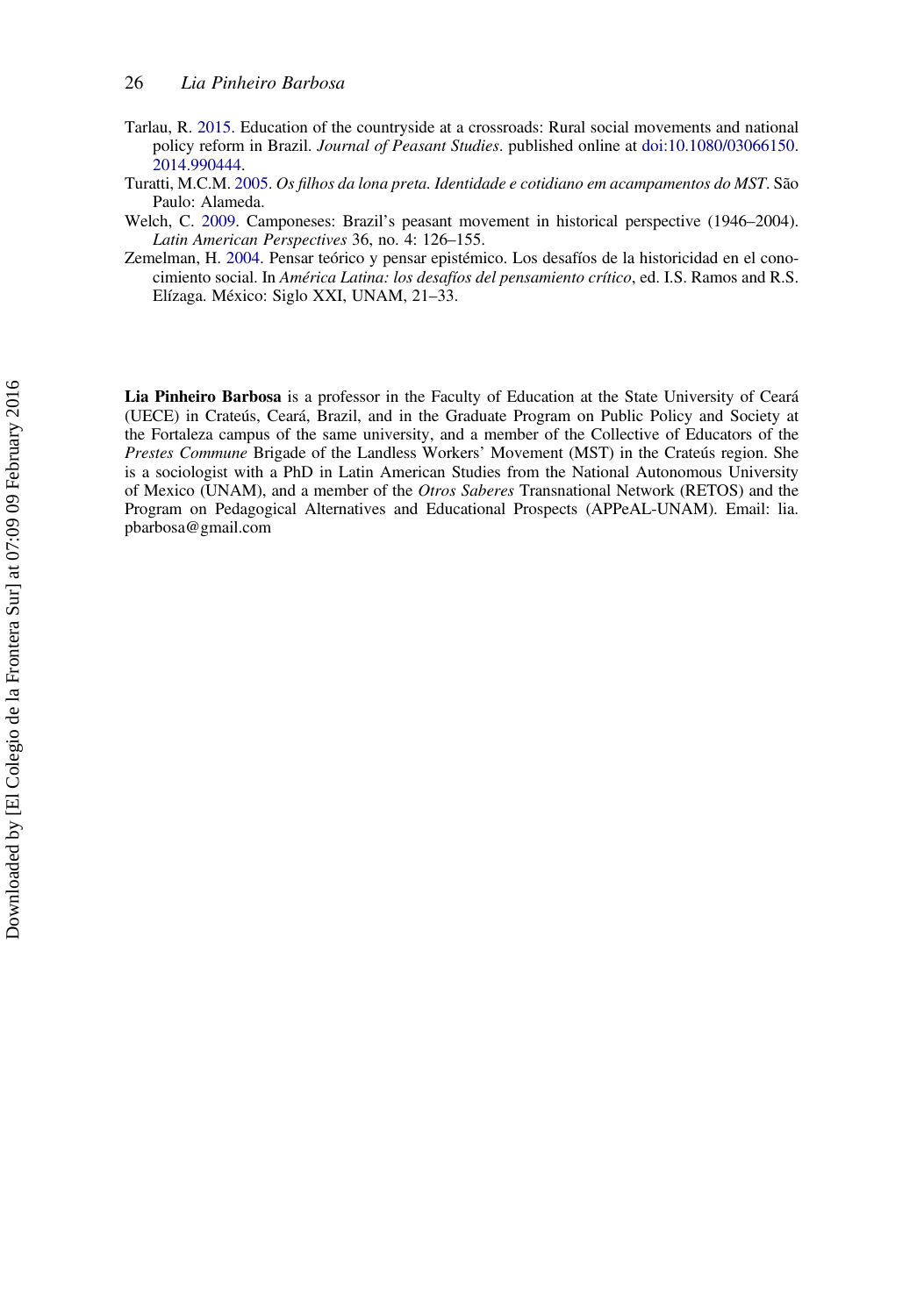Tarlau, R. 2015. Education of the countryside at a crossroads: Rural social movements and national policy reform in Brazil. *Journal of Peasant Studies*. published online at doi:10.1080/03066150.2014.990444.

Turatti, M.C.M. 2005. *Os filhos da lona preta. Identidade e cotidiano em acampamentos do MST*. São Paulo: Alameda.

Welch, C. 2009. Camponeses: Brazil's peasant movement in historical perspective (1946–2004). *Latin American Perspectives* 36, no. 4: 126–155.

Zemelman, H. 2004. Pensar teórico y pensar epistémico. Los desafíos de la historicidad en el conocimiento social. In *América Latina: los desafíos del pensamiento crítico*, ed. I.S. Ramos and R.S. Elízaga. México: Siglo XXI, UNAM, 21–33.

**Lia Pinheiro Barbosa** is a professor in the Faculty of Education at the State University of Ceará (UECE) in Crateús, Ceará, Brazil, and in the Graduate Program on Public Policy and Society at the Fortaleza campus of the same university, and a member of the Collective of Educators of the *Prestes Commune* Brigade of the Landless Workers' Movement (MST) in the Crateús region. She is a sociologist with a PhD in Latin American Studies from the National Autonomous University of Mexico (UNAM), and a member of the *Otros Saberes* Transnational Network (RETOS) and the Program on Pedagogical Alternatives and Educational Prospects (APPeAL-UNAM). Email: lia.pbarbosa@gmail.com